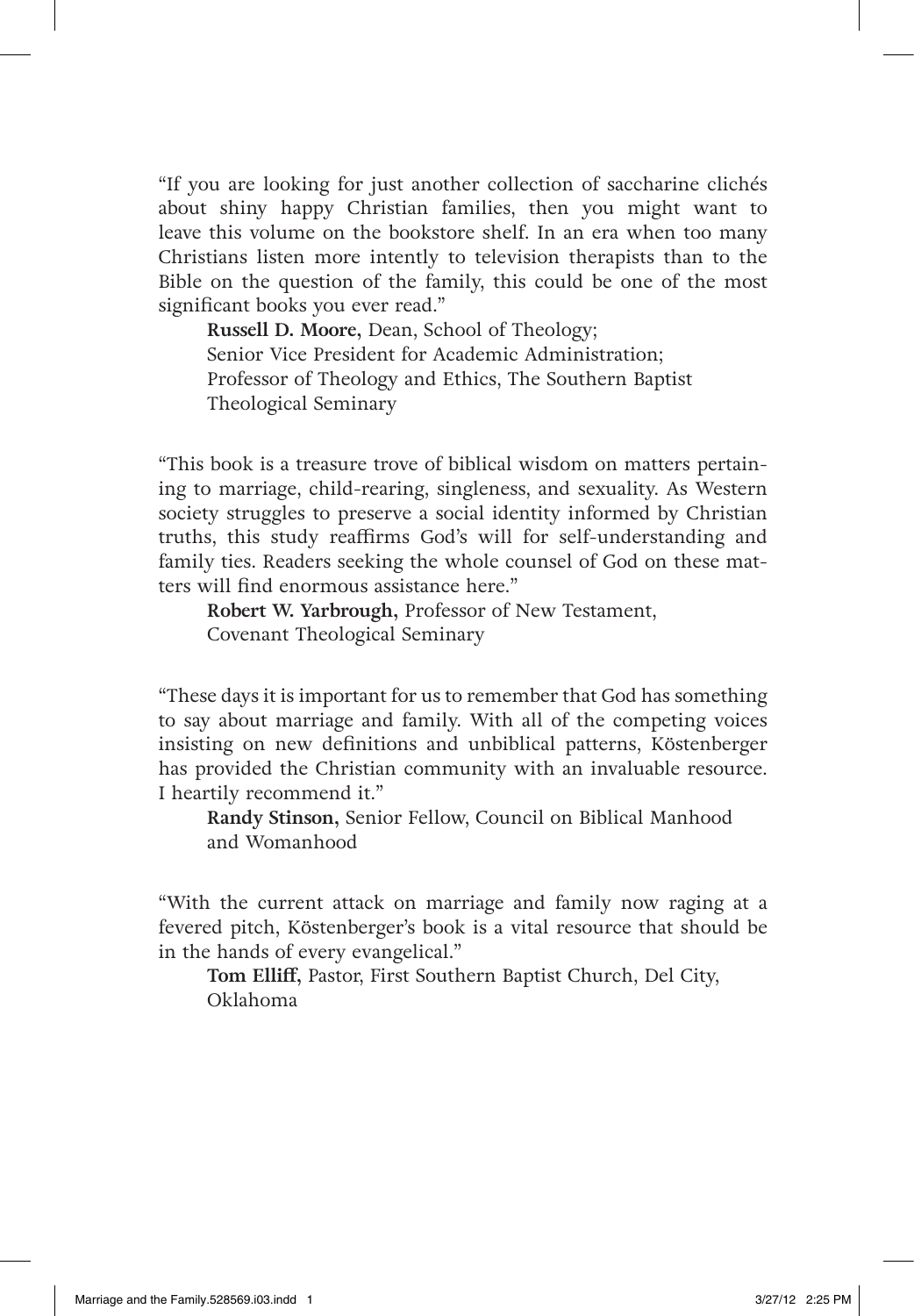"If you are looking for just another collection of saccharine clichés about shiny happy Christian families, then you might want to leave this volume on the bookstore shelf. In an era when too many Christians listen more intently to television therapists than to the Bible on the question of the family, this could be one of the most significant books you ever read."

**Russell D. Moore,** Dean, School of Theology;
Senior Vice President for Academic Administration;
Professor of Theology and Ethics, The Southern Baptist Theological Seminary

"This book is a treasure trove of biblical wisdom on matters pertaining to marriage, child-rearing, singleness, and sexuality. As Western society struggles to preserve a social identity informed by Christian truths, this study reaffirms God's will for self-understanding and family ties. Readers seeking the whole counsel of God on these matters will find enormous assistance here."

**Robert W. Yarbrough,** Professor of New Testament,
Covenant Theological Seminary

"These days it is important for us to remember that God has something to say about marriage and family. With all of the competing voices insisting on new definitions and unbiblical patterns, Köstenberger has provided the Christian community with an invaluable resource. I heartily recommend it."

**Randy Stinson,** Senior Fellow, Council on Biblical Manhood and Womanhood

"With the current attack on marriage and family now raging at a fevered pitch, Köstenberger's book is a vital resource that should be in the hands of every evangelical."

**Tom Elliff,** Pastor, First Southern Baptist Church, Del City, Oklahoma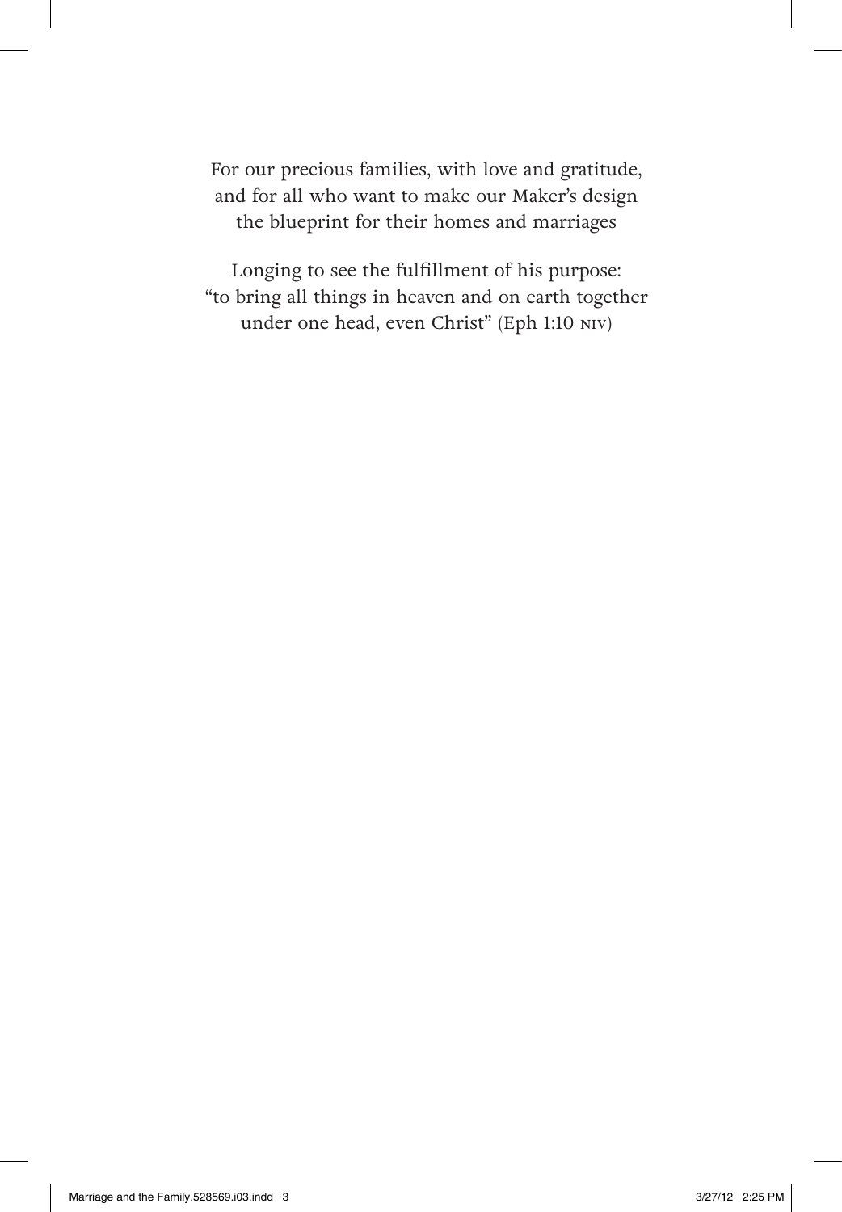For our precious families, with love and gratitude,
and for all who want to make our Maker's design
the blueprint for their homes and marriages

Longing to see the fulfillment of his purpose:
"to bring all things in heaven and on earth together
under one head, even Christ" (Eph 1:10 NIV)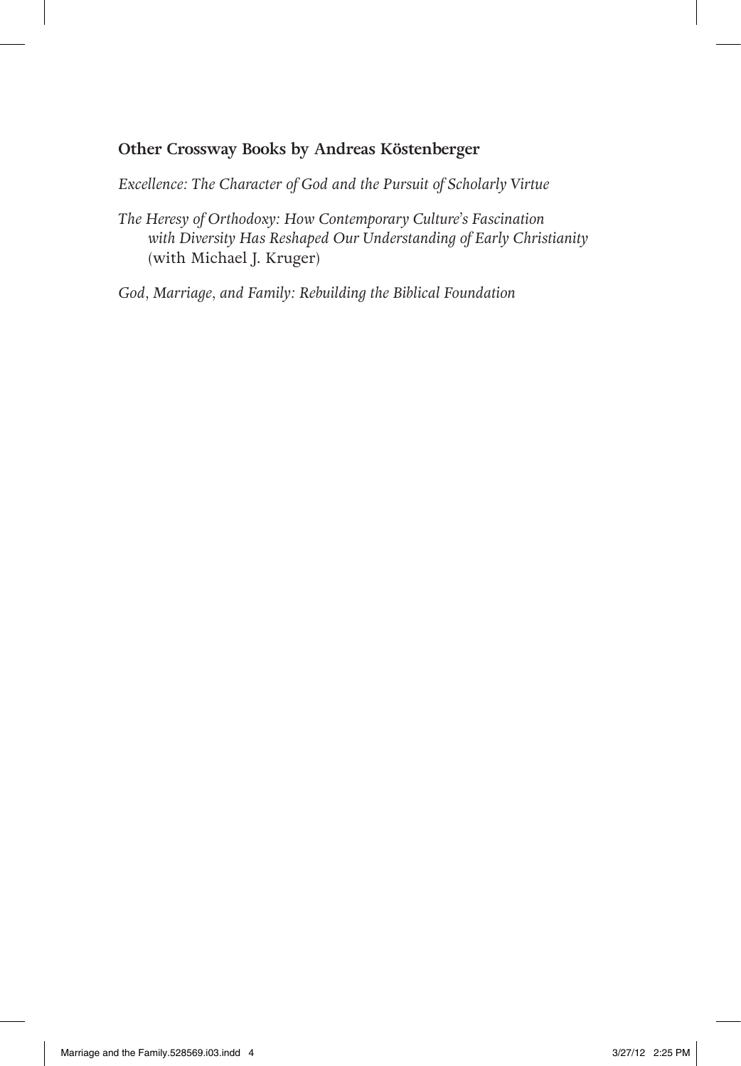**Other Crossway Books by Andreas Köstenberger**

*Excellence: The Character of God and the Pursuit of Scholarly Virtue*

*The Heresy of Orthodoxy: How Contemporary Culture's Fascination with Diversity Has Reshaped Our Understanding of Early Christianity* (with Michael J. Kruger)

*God, Marriage, and Family: Rebuilding the Biblical Foundation*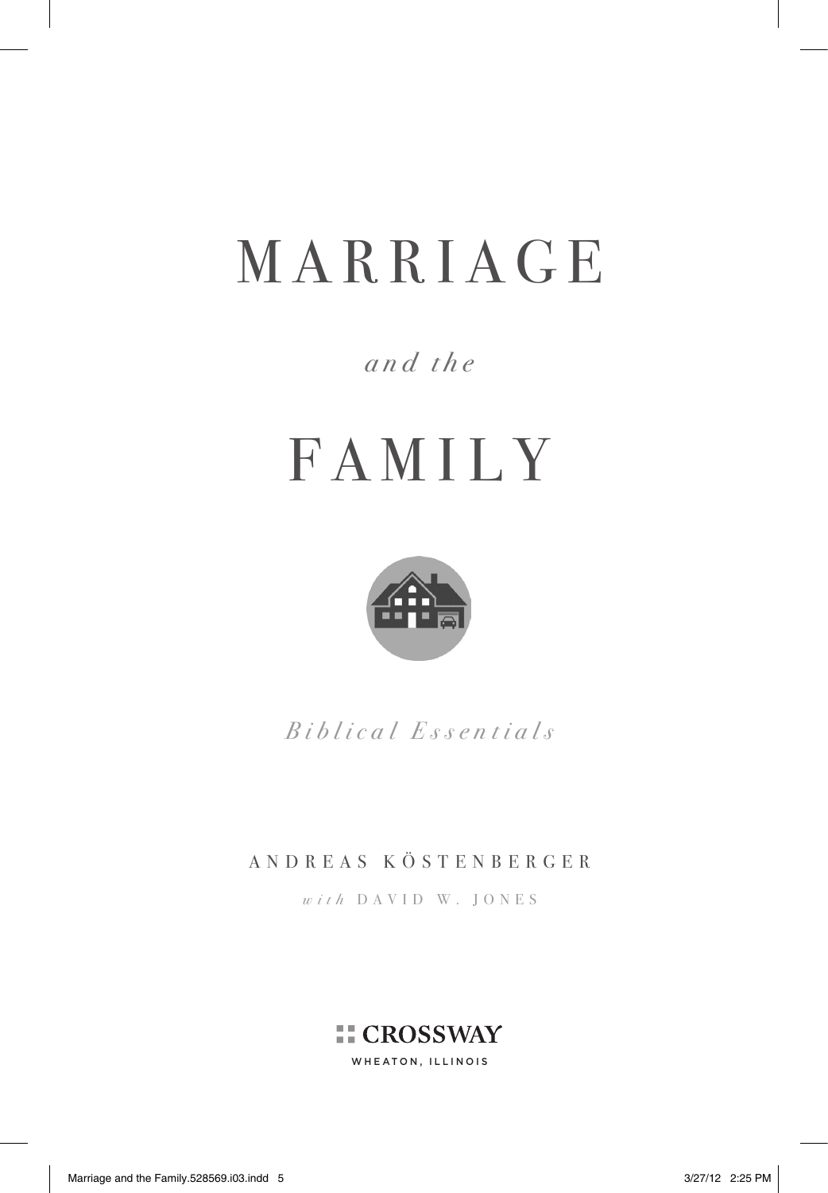# MARRIAGE

*and the*

# FAMILY

*Biblical Essentials*

ANDREAS KÖSTENBERGER

*with* DAVID W. JONES

CROSSWAY

WHEATON, ILLINOIS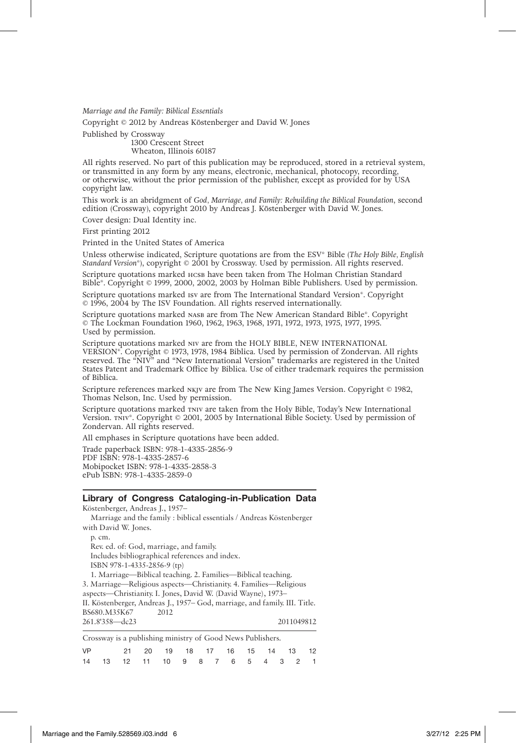*Marriage and the Family: Biblical Essentials*

Copyright © 2012 by Andreas Köstenberger and David W. Jones

Published by Crossway
1300 Crescent Street
Wheaton, Illinois 60187

All rights reserved. No part of this publication may be reproduced, stored in a retrieval system, or transmitted in any form by any means, electronic, mechanical, photocopy, recording, or otherwise, without the prior permission of the publisher, except as provided for by USA copyright law.

This work is an abridgment of *God, Marriage, and Family: Rebuilding the Biblical Foundation*, second edition (Crossway), copyright 2010 by Andreas J. Köstenberger with David W. Jones.

Cover design: Dual Identity inc.

First printing 2012

Printed in the United States of America

Unless otherwise indicated, Scripture quotations are from the ESV® Bible (*The Holy Bible, English Standard Version®*), copyright © 2001 by Crossway. Used by permission. All rights reserved.

Scripture quotations marked HCSB have been taken from The Holman Christian Standard Bible®. Copyright © 1999, 2000, 2002, 2003 by Holman Bible Publishers. Used by permission.

Scripture quotations marked ISV are from The International Standard Version®. Copyright © 1996, 2004 by The ISV Foundation. All rights reserved internationally.

Scripture quotations marked NASB are from The New American Standard Bible®. Copyright © The Lockman Foundation 1960, 1962, 1963, 1968, 1971, 1972, 1973, 1975, 1977, 1995. Used by permission.

Scripture quotations marked NIV are from the HOLY BIBLE, NEW INTERNATIONAL VERSION®. Copyright © 1973, 1978, 1984 Biblica. Used by permission of Zondervan. All rights reserved. The "NIV" and "New International Version" trademarks are registered in the United States Patent and Trademark Office by Biblica. Use of either trademark requires the permission of Biblica.

Scripture references marked NKJV are from The New King James Version. Copyright © 1982, Thomas Nelson, Inc. Used by permission.

Scripture quotations marked TNIV are taken from the Holy Bible, Today's New International Version. TNIV®. Copyright © 2001, 2005 by International Bible Society. Used by permission of Zondervan. All rights reserved.

All emphases in Scripture quotations have been added.

Trade paperback ISBN: 978-1-4335-2856-9
PDF ISBN: 978-1-4335-2857-6
Mobipocket ISBN: 978-1-4335-2858-3
ePub ISBN: 978-1-4335-2859-0

**Library of Congress Cataloging-in-Publication Data**

Köstenberger, Andreas J., 1957–
Marriage and the family : biblical essentials / Andreas Köstenberger with David W. Jones.
p. cm.
Rev. ed. of: God, marriage, and family.
Includes bibliographical references and index.
ISBN 978-1-4335-2856-9 (tp)
1. Marriage—Biblical teaching. 2. Families—Biblical teaching. 3. Marriage—Religious aspects—Christianity. 4. Families—Religious aspects—Christianity. I. Jones, David W. (David Wayne), 1973– II. Köstenberger, Andreas J., 1957– God, marriage, and family. III. Title.
BS680.M35K67 2012
261.8'358—dc23 2011049812

Crossway is a publishing ministry of Good News Publishers.

VP 21 20 19 18 17 16 15 14 13 12
14 13 12 11 10 9 8 7 6 5 4 3 2 1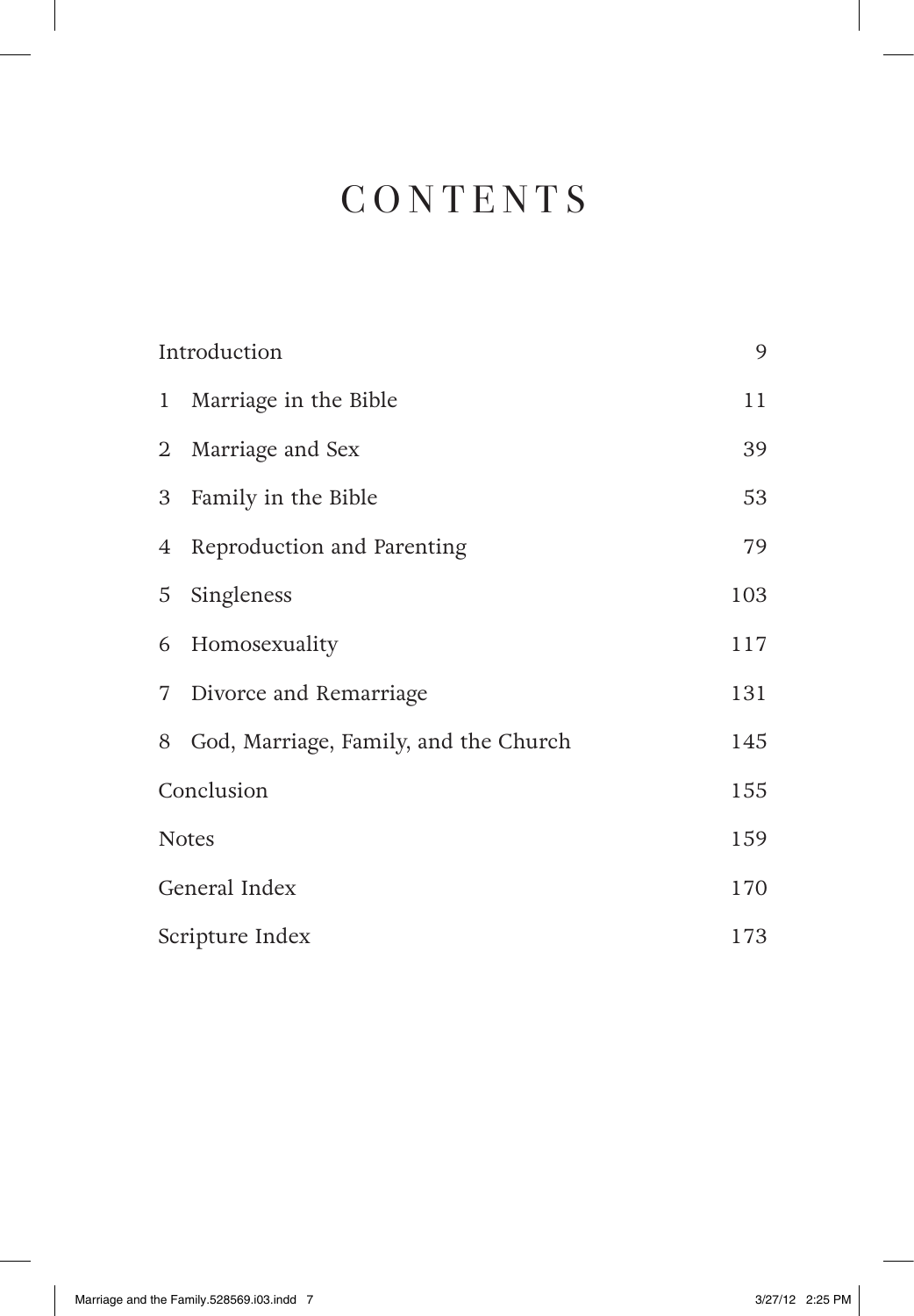# CONTENTS

| | |
|---|---|
| Introduction | 9 |
| 1 Marriage in the Bible | 11 |
| 2 Marriage and Sex | 39 |
| 3 Family in the Bible | 53 |
| 4 Reproduction and Parenting | 79 |
| 5 Singleness | 103 |
| 6 Homosexuality | 117 |
| 7 Divorce and Remarriage | 131 |
| 8 God, Marriage, Family, and the Church | 145 |
| Conclusion | 155 |
| Notes | 159 |
| General Index | 170 |
| Scripture Index | 173 |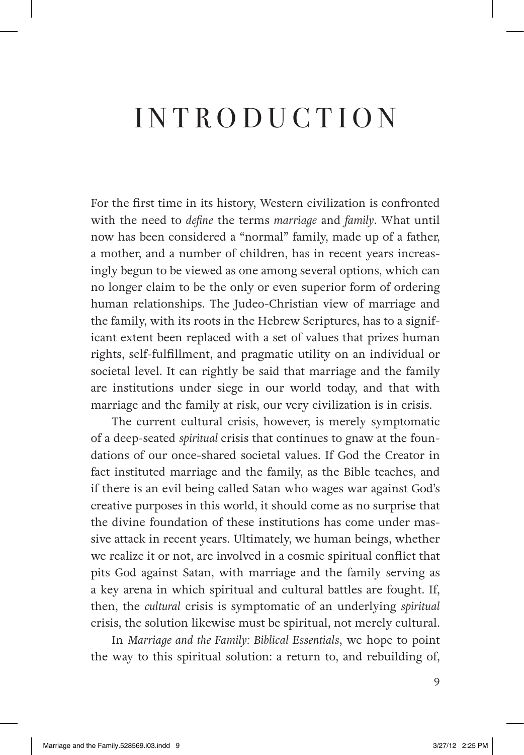# INTRODUCTION

For the first time in its history, Western civilization is confronted with the need to *define* the terms *marriage* and *family*. What until now has been considered a "normal" family, made up of a father, a mother, and a number of children, has in recent years increasingly begun to be viewed as one among several options, which can no longer claim to be the only or even superior form of ordering human relationships. The Judeo-Christian view of marriage and the family, with its roots in the Hebrew Scriptures, has to a significant extent been replaced with a set of values that prizes human rights, self-fulfillment, and pragmatic utility on an individual or societal level. It can rightly be said that marriage and the family are institutions under siege in our world today, and that with marriage and the family at risk, our very civilization is in crisis.

The current cultural crisis, however, is merely symptomatic of a deep-seated *spiritual* crisis that continues to gnaw at the foundations of our once-shared societal values. If God the Creator in fact instituted marriage and the family, as the Bible teaches, and if there is an evil being called Satan who wages war against God's creative purposes in this world, it should come as no surprise that the divine foundation of these institutions has come under massive attack in recent years. Ultimately, we human beings, whether we realize it or not, are involved in a cosmic spiritual conflict that pits God against Satan, with marriage and the family serving as a key arena in which spiritual and cultural battles are fought. If, then, the *cultural* crisis is symptomatic of an underlying *spiritual* crisis, the solution likewise must be spiritual, not merely cultural.

In *Marriage and the Family: Biblical Essentials*, we hope to point the way to this spiritual solution: a return to, and rebuilding of,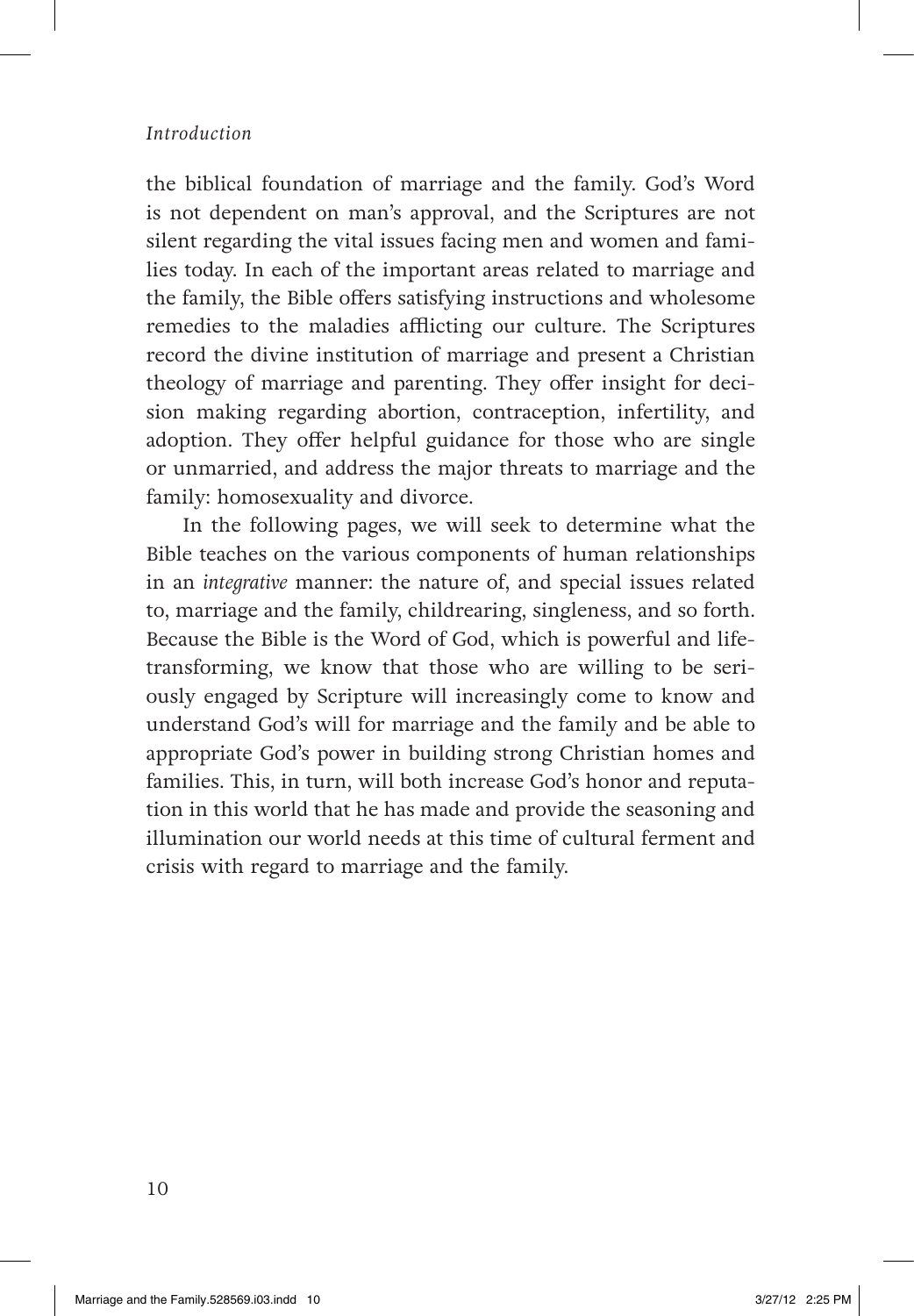the biblical foundation of marriage and the family. God's Word is not dependent on man's approval, and the Scriptures are not silent regarding the vital issues facing men and women and families today. In each of the important areas related to marriage and the family, the Bible offers satisfying instructions and wholesome remedies to the maladies afflicting our culture. The Scriptures record the divine institution of marriage and present a Christian theology of marriage and parenting. They offer insight for decision making regarding abortion, contraception, infertility, and adoption. They offer helpful guidance for those who are single or unmarried, and address the major threats to marriage and the family: homosexuality and divorce.

In the following pages, we will seek to determine what the Bible teaches on the various components of human relationships in an *integrative* manner: the nature of, and special issues related to, marriage and the family, childrearing, singleness, and so forth. Because the Bible is the Word of God, which is powerful and life-transforming, we know that those who are willing to be seriously engaged by Scripture will increasingly come to know and understand God's will for marriage and the family and be able to appropriate God's power in building strong Christian homes and families. This, in turn, will both increase God's honor and reputation in this world that he has made and provide the seasoning and illumination our world needs at this time of cultural ferment and crisis with regard to marriage and the family.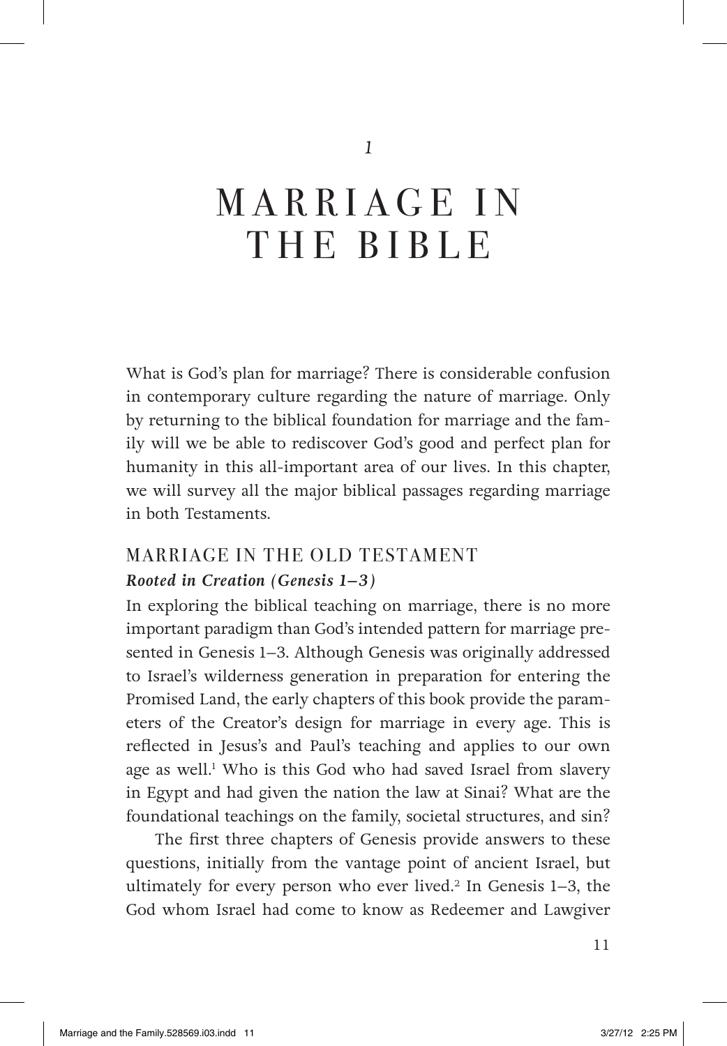*1*

# MARRIAGE IN THE BIBLE

What is God's plan for marriage? There is considerable confusion in contemporary culture regarding the nature of marriage. Only by returning to the biblical foundation for marriage and the family will we be able to rediscover God's good and perfect plan for humanity in this all-important area of our lives. In this chapter, we will survey all the major biblical passages regarding marriage in both Testaments.

## MARRIAGE IN THE OLD TESTAMENT

### *Rooted in Creation (Genesis 1–3)*

In exploring the biblical teaching on marriage, there is no more important paradigm than God's intended pattern for marriage presented in Genesis 1–3. Although Genesis was originally addressed to Israel's wilderness generation in preparation for entering the Promised Land, the early chapters of this book provide the parameters of the Creator's design for marriage in every age. This is reflected in Jesus's and Paul's teaching and applies to our own age as well.[1] Who is this God who had saved Israel from slavery in Egypt and had given the nation the law at Sinai? What are the foundational teachings on the family, societal structures, and sin?

The first three chapters of Genesis provide answers to these questions, initially from the vantage point of ancient Israel, but ultimately for every person who ever lived.[2] In Genesis 1–3, the God whom Israel had come to know as Redeemer and Lawgiver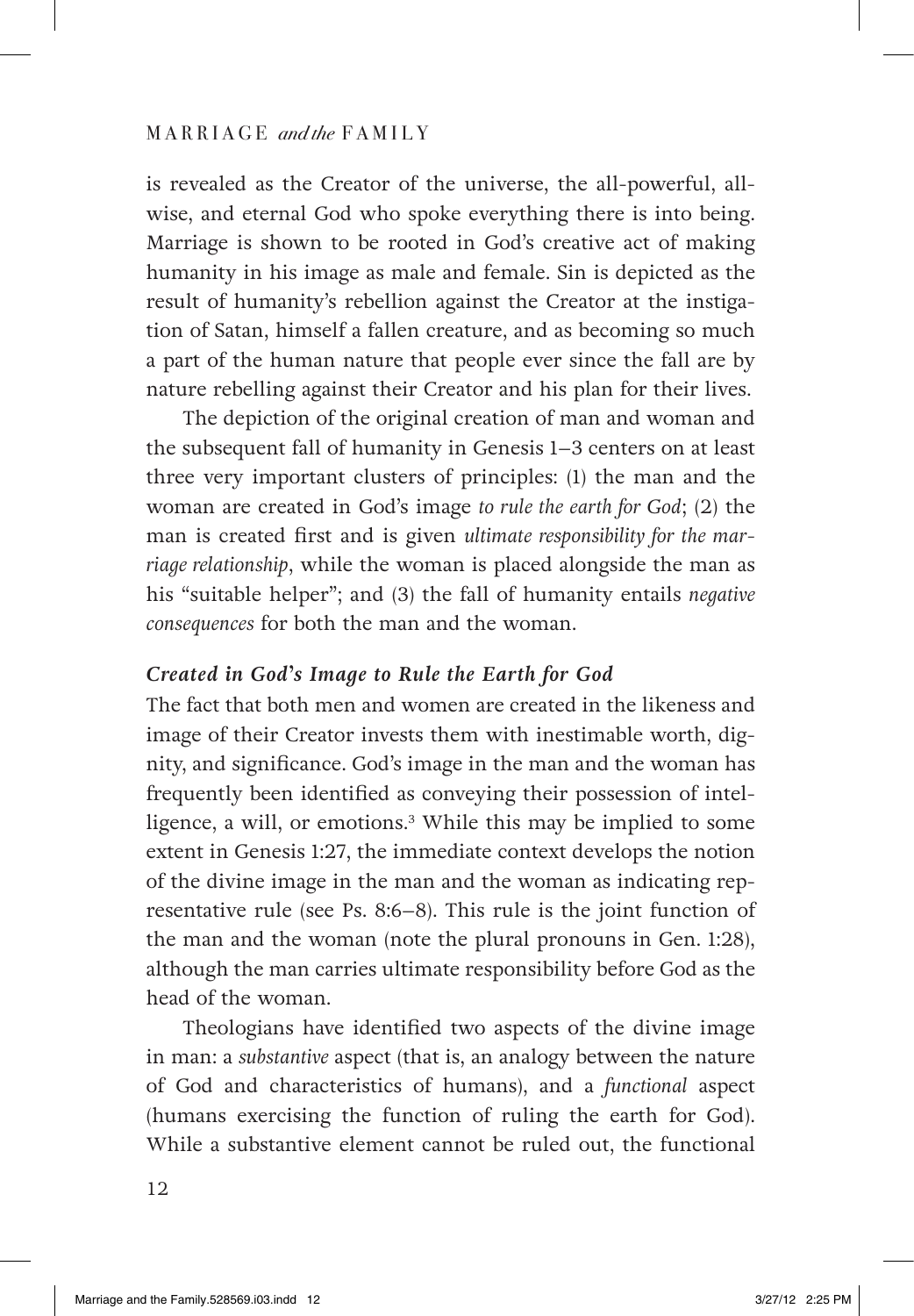is revealed as the Creator of the universe, the all-powerful, all-wise, and eternal God who spoke everything there is into being. Marriage is shown to be rooted in God's creative act of making humanity in his image as male and female. Sin is depicted as the result of humanity's rebellion against the Creator at the instigation of Satan, himself a fallen creature, and as becoming so much a part of the human nature that people ever since the fall are by nature rebelling against their Creator and his plan for their lives.

The depiction of the original creation of man and woman and the subsequent fall of humanity in Genesis 1–3 centers on at least three very important clusters of principles: (1) the man and the woman are created in God's image *to rule the earth for God*; (2) the man is created first and is given *ultimate responsibility for the marriage relationship*, while the woman is placed alongside the man as his "suitable helper"; and (3) the fall of humanity entails *negative consequences* for both the man and the woman.

### *Created in God's Image to Rule the Earth for God*

The fact that both men and women are created in the likeness and image of their Creator invests them with inestimable worth, dignity, and significance. God's image in the man and the woman has frequently been identified as conveying their possession of intelligence, a will, or emotions.[3] While this may be implied to some extent in Genesis 1:27, the immediate context develops the notion of the divine image in the man and the woman as indicating representative rule (see Ps. 8:6–8). This rule is the joint function of the man and the woman (note the plural pronouns in Gen. 1:28), although the man carries ultimate responsibility before God as the head of the woman.

Theologians have identified two aspects of the divine image in man: a *substantive* aspect (that is, an analogy between the nature of God and characteristics of humans), and a *functional* aspect (humans exercising the function of ruling the earth for God). While a substantive element cannot be ruled out, the functional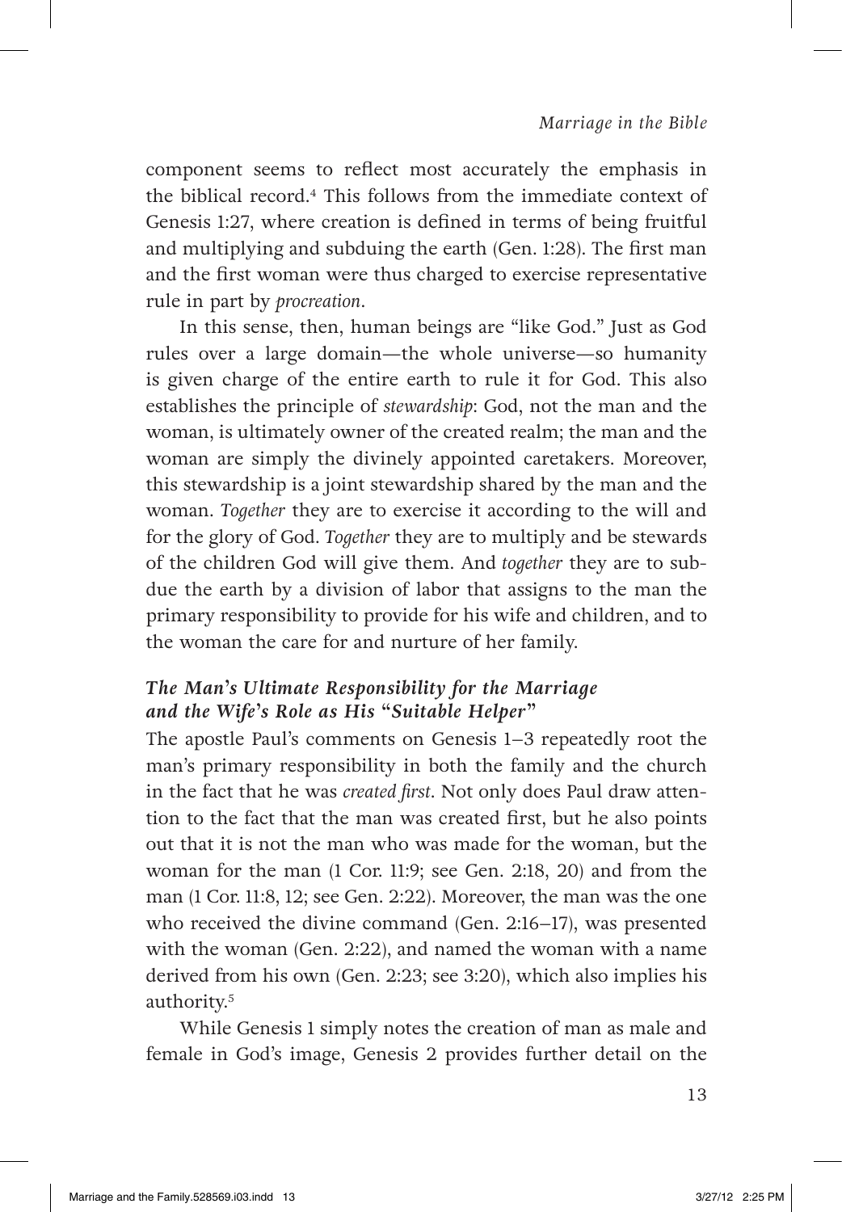component seems to reflect most accurately the emphasis in the biblical record.[4] This follows from the immediate context of Genesis 1:27, where creation is defined in terms of being fruitful and multiplying and subduing the earth (Gen. 1:28). The first man and the first woman were thus charged to exercise representative rule in part by *procreation*.

In this sense, then, human beings are "like God." Just as God rules over a large domain—the whole universe—so humanity is given charge of the entire earth to rule it for God. This also establishes the principle of *stewardship*: God, not the man and the woman, is ultimately owner of the created realm; the man and the woman are simply the divinely appointed caretakers. Moreover, this stewardship is a joint stewardship shared by the man and the woman. *Together* they are to exercise it according to the will and for the glory of God. *Together* they are to multiply and be stewards of the children God will give them. And *together* they are to subdue the earth by a division of labor that assigns to the man the primary responsibility to provide for his wife and children, and to the woman the care for and nurture of her family.

### *The Man's Ultimate Responsibility for the Marriage and the Wife's Role as His "Suitable Helper"*

The apostle Paul's comments on Genesis 1–3 repeatedly root the man's primary responsibility in both the family and the church in the fact that he was *created first*. Not only does Paul draw attention to the fact that the man was created first, but he also points out that it is not the man who was made for the woman, but the woman for the man (1 Cor. 11:9; see Gen. 2:18, 20) and from the man (1 Cor. 11:8, 12; see Gen. 2:22). Moreover, the man was the one who received the divine command (Gen. 2:16–17), was presented with the woman (Gen. 2:22), and named the woman with a name derived from his own (Gen. 2:23; see 3:20), which also implies his authority.[5]

While Genesis 1 simply notes the creation of man as male and female in God's image, Genesis 2 provides further detail on the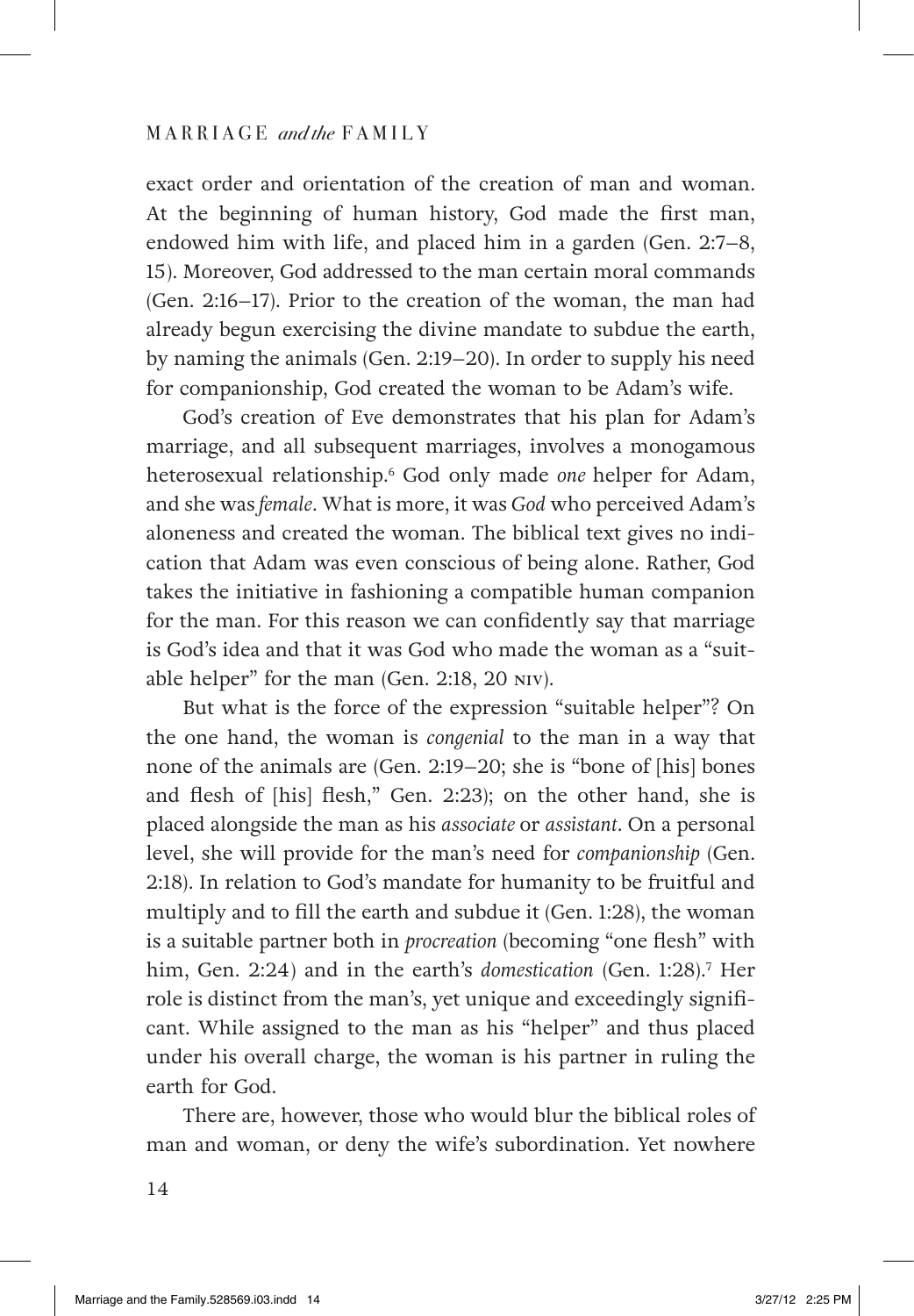exact order and orientation of the creation of man and woman. At the beginning of human history, God made the first man, endowed him with life, and placed him in a garden (Gen. 2:7–8, 15). Moreover, God addressed to the man certain moral commands (Gen. 2:16–17). Prior to the creation of the woman, the man had already begun exercising the divine mandate to subdue the earth, by naming the animals (Gen. 2:19–20). In order to supply his need for companionship, God created the woman to be Adam's wife.

God's creation of Eve demonstrates that his plan for Adam's marriage, and all subsequent marriages, involves a monogamous heterosexual relationship.[6] God only made *one* helper for Adam, and she was *female*. What is more, it was *God* who perceived Adam's aloneness and created the woman. The biblical text gives no indication that Adam was even conscious of being alone. Rather, God takes the initiative in fashioning a compatible human companion for the man. For this reason we can confidently say that marriage is God's idea and that it was God who made the woman as a "suitable helper" for the man (Gen. 2:18, 20 NIV).

But what is the force of the expression "suitable helper"? On the one hand, the woman is *congenial* to the man in a way that none of the animals are (Gen. 2:19–20; she is "bone of [his] bones and flesh of [his] flesh," Gen. 2:23); on the other hand, she is placed alongside the man as his *associate* or *assistant*. On a personal level, she will provide for the man's need for *companionship* (Gen. 2:18). In relation to God's mandate for humanity to be fruitful and multiply and to fill the earth and subdue it (Gen. 1:28), the woman is a suitable partner both in *procreation* (becoming "one flesh" with him, Gen. 2:24) and in the earth's *domestication* (Gen. 1:28).[7] Her role is distinct from the man's, yet unique and exceedingly significant. While assigned to the man as his "helper" and thus placed under his overall charge, the woman is his partner in ruling the earth for God.

There are, however, those who would blur the biblical roles of man and woman, or deny the wife's subordination. Yet nowhere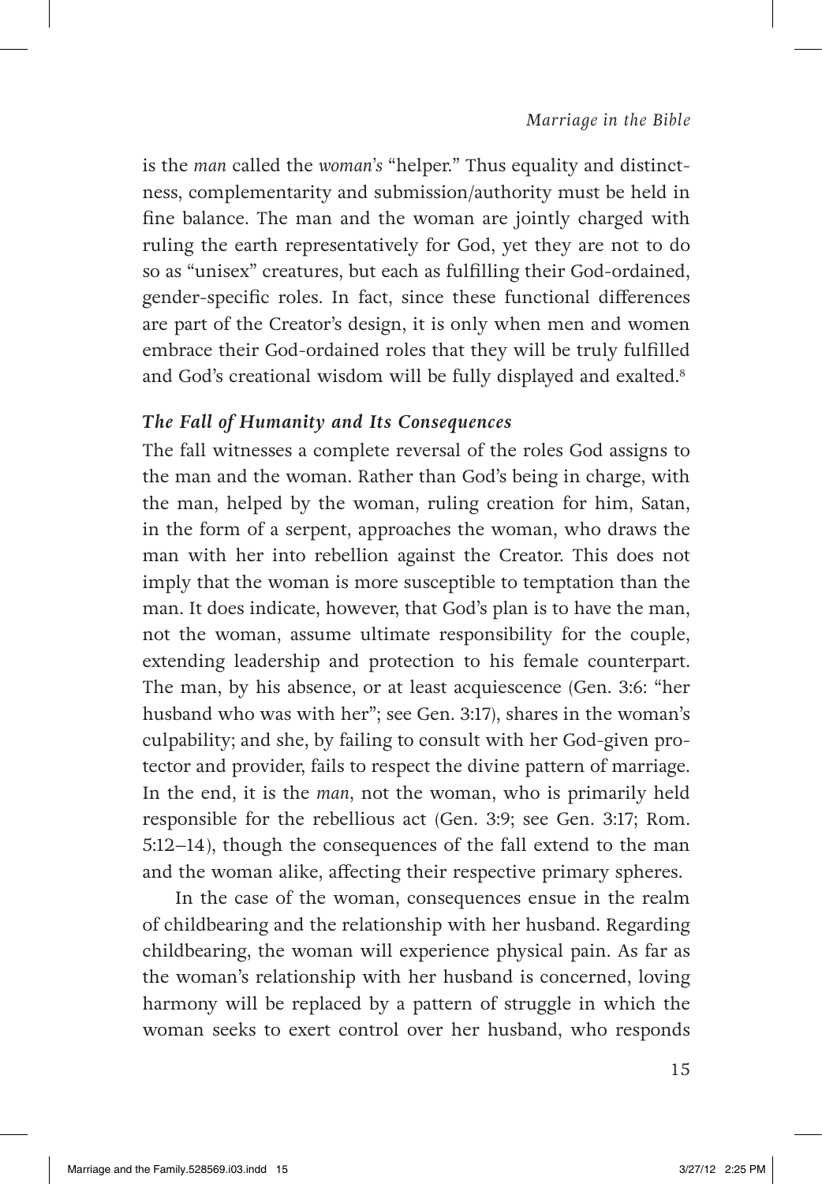is the *man* called the *woman's* "helper." Thus equality and distinctness, complementarity and submission/authority must be held in fine balance. The man and the woman are jointly charged with ruling the earth representatively for God, yet they are not to do so as "unisex" creatures, but each as fulfilling their God-ordained, gender-specific roles. In fact, since these functional differences are part of the Creator's design, it is only when men and women embrace their God-ordained roles that they will be truly fulfilled and God's creational wisdom will be fully displayed and exalted.[8]

### *The Fall of Humanity and Its Consequences*

The fall witnesses a complete reversal of the roles God assigns to the man and the woman. Rather than God's being in charge, with the man, helped by the woman, ruling creation for him, Satan, in the form of a serpent, approaches the woman, who draws the man with her into rebellion against the Creator. This does not imply that the woman is more susceptible to temptation than the man. It does indicate, however, that God's plan is to have the man, not the woman, assume ultimate responsibility for the couple, extending leadership and protection to his female counterpart. The man, by his absence, or at least acquiescence (Gen. 3:6: "her husband who was with her"; see Gen. 3:17), shares in the woman's culpability; and she, by failing to consult with her God-given protector and provider, fails to respect the divine pattern of marriage. In the end, it is the *man*, not the woman, who is primarily held responsible for the rebellious act (Gen. 3:9; see Gen. 3:17; Rom. 5:12–14), though the consequences of the fall extend to the man and the woman alike, affecting their respective primary spheres.

In the case of the woman, consequences ensue in the realm of childbearing and the relationship with her husband. Regarding childbearing, the woman will experience physical pain. As far as the woman's relationship with her husband is concerned, loving harmony will be replaced by a pattern of struggle in which the woman seeks to exert control over her husband, who responds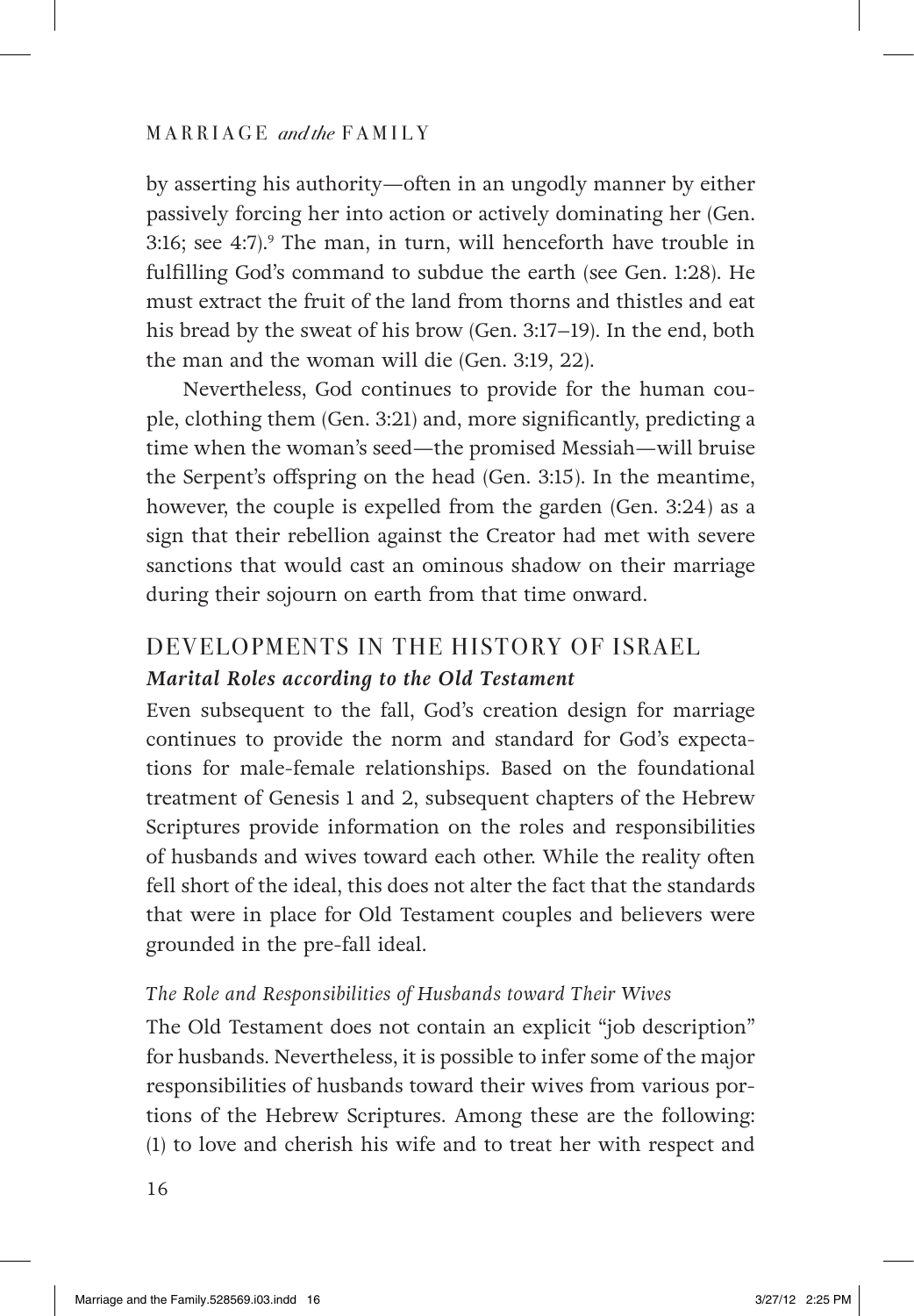by asserting his authority—often in an ungodly manner by either passively forcing her into action or actively dominating her (Gen. 3:16; see 4:7).[9] The man, in turn, will henceforth have trouble in fulfilling God's command to subdue the earth (see Gen. 1:28). He must extract the fruit of the land from thorns and thistles and eat his bread by the sweat of his brow (Gen. 3:17–19). In the end, both the man and the woman will die (Gen. 3:19, 22).

Nevertheless, God continues to provide for the human couple, clothing them (Gen. 3:21) and, more significantly, predicting a time when the woman's seed—the promised Messiah—will bruise the Serpent's offspring on the head (Gen. 3:15). In the meantime, however, the couple is expelled from the garden (Gen. 3:24) as a sign that their rebellion against the Creator had met with severe sanctions that would cast an ominous shadow on their marriage during their sojourn on earth from that time onward.

## DEVELOPMENTS IN THE HISTORY OF ISRAEL

### *Marital Roles according to the Old Testament*

Even subsequent to the fall, God's creation design for marriage continues to provide the norm and standard for God's expectations for male-female relationships. Based on the foundational treatment of Genesis 1 and 2, subsequent chapters of the Hebrew Scriptures provide information on the roles and responsibilities of husbands and wives toward each other. While the reality often fell short of the ideal, this does not alter the fact that the standards that were in place for Old Testament couples and believers were grounded in the pre-fall ideal.

#### *The Role and Responsibilities of Husbands toward Their Wives*

The Old Testament does not contain an explicit "job description" for husbands. Nevertheless, it is possible to infer some of the major responsibilities of husbands toward their wives from various portions of the Hebrew Scriptures. Among these are the following: (1) to love and cherish his wife and to treat her with respect and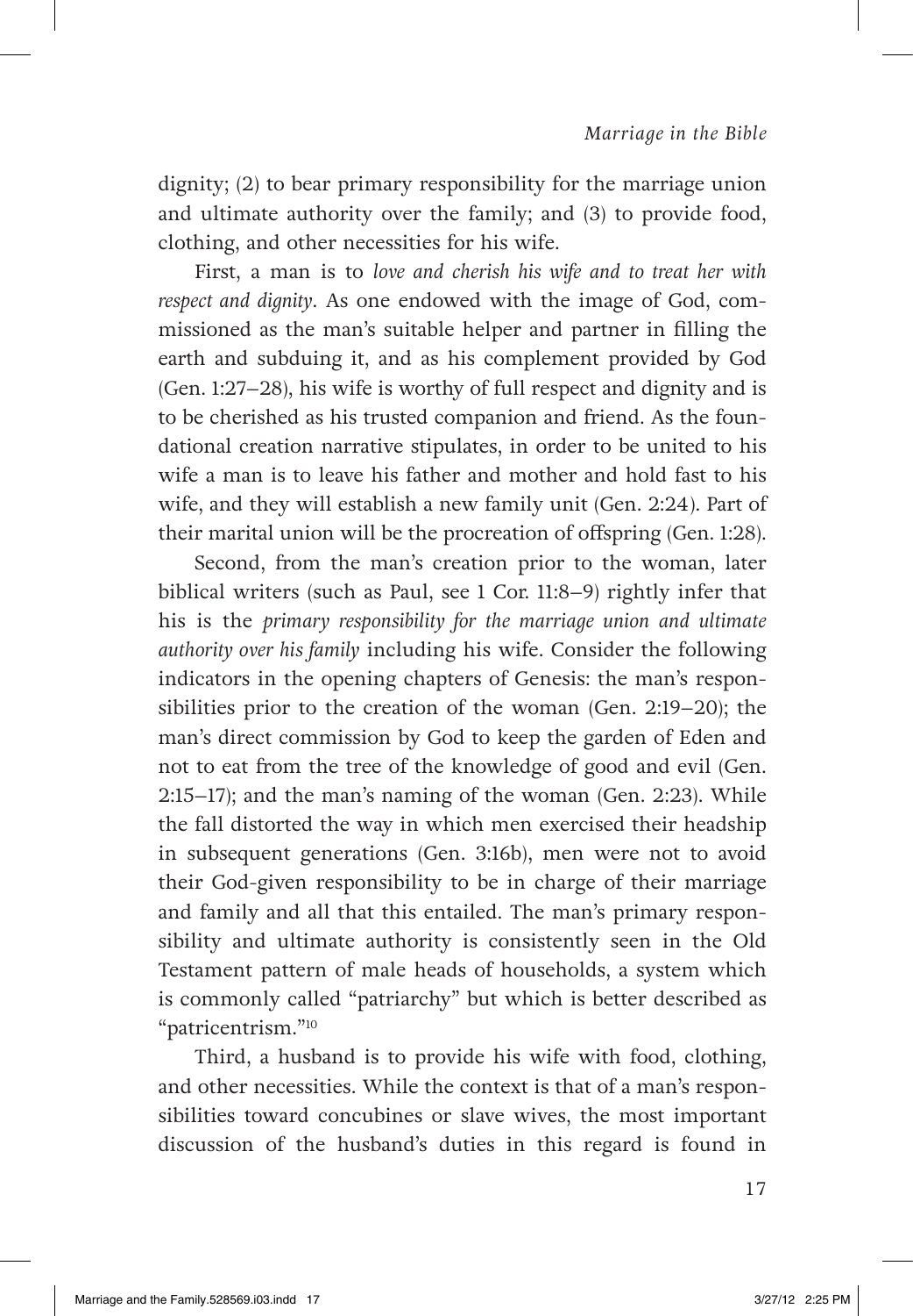dignity; (2) to bear primary responsibility for the marriage union and ultimate authority over the family; and (3) to provide food, clothing, and other necessities for his wife.

First, a man is to *love and cherish his wife and to treat her with respect and dignity*. As one endowed with the image of God, commissioned as the man's suitable helper and partner in filling the earth and subduing it, and as his complement provided by God (Gen. 1:27–28), his wife is worthy of full respect and dignity and is to be cherished as his trusted companion and friend. As the foundational creation narrative stipulates, in order to be united to his wife a man is to leave his father and mother and hold fast to his wife, and they will establish a new family unit (Gen. 2:24). Part of their marital union will be the procreation of offspring (Gen. 1:28).

Second, from the man's creation prior to the woman, later biblical writers (such as Paul, see 1 Cor. 11:8–9) rightly infer that his is the *primary responsibility for the marriage union and ultimate authority over his family* including his wife. Consider the following indicators in the opening chapters of Genesis: the man's responsibilities prior to the creation of the woman (Gen. 2:19–20); the man's direct commission by God to keep the garden of Eden and not to eat from the tree of the knowledge of good and evil (Gen. 2:15–17); and the man's naming of the woman (Gen. 2:23). While the fall distorted the way in which men exercised their headship in subsequent generations (Gen. 3:16b), men were not to avoid their God-given responsibility to be in charge of their marriage and family and all that this entailed. The man's primary responsibility and ultimate authority is consistently seen in the Old Testament pattern of male heads of households, a system which is commonly called "patriarchy" but which is better described as "patricentrism."[10]

Third, a husband is to provide his wife with food, clothing, and other necessities. While the context is that of a man's responsibilities toward concubines or slave wives, the most important discussion of the husband's duties in this regard is found in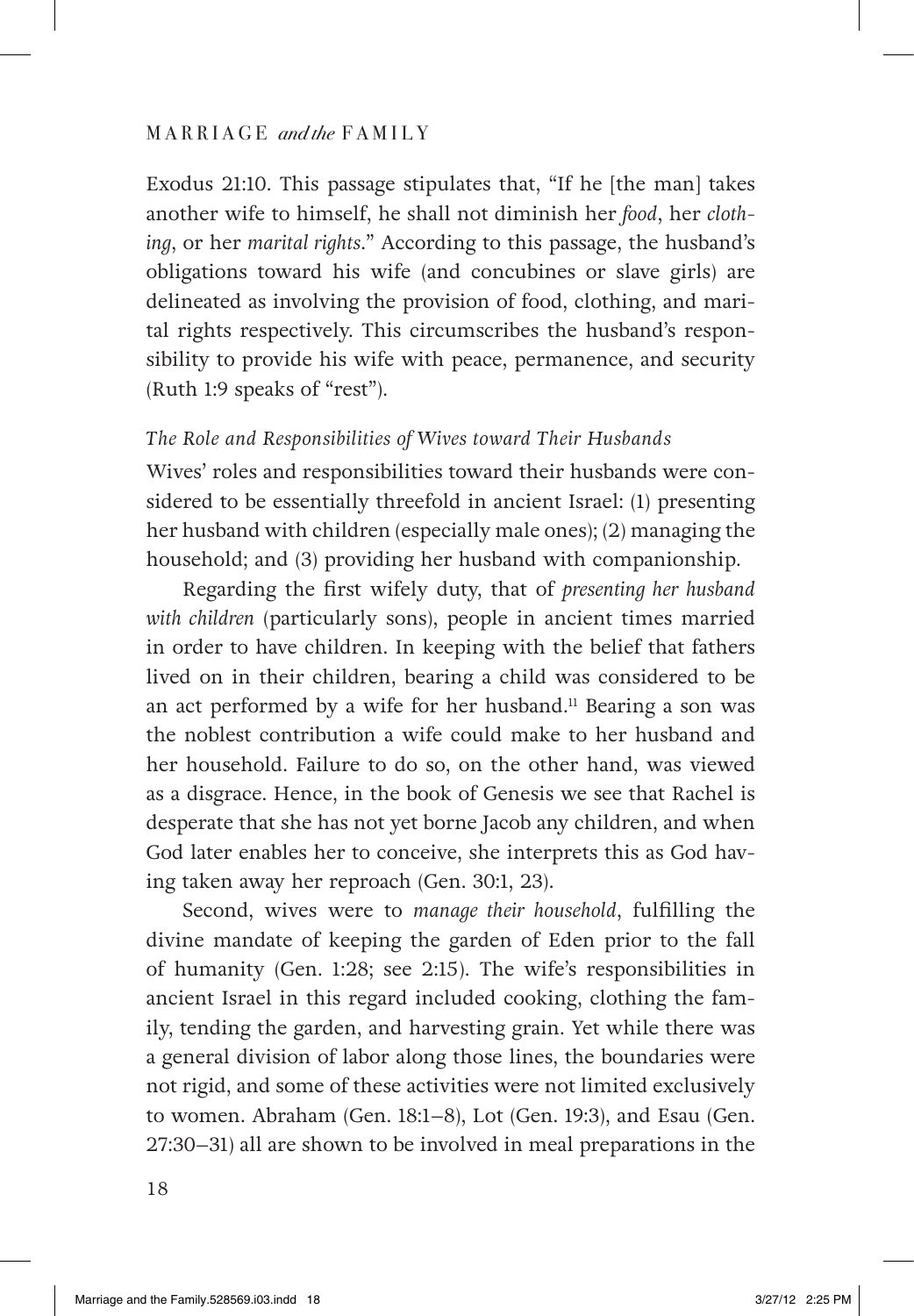Exodus 21:10. This passage stipulates that, "If he [the man] takes another wife to himself, he shall not diminish her *food*, her *clothing*, or her *marital rights*." According to this passage, the husband's obligations toward his wife (and concubines or slave girls) are delineated as involving the provision of food, clothing, and marital rights respectively. This circumscribes the husband's responsibility to provide his wife with peace, permanence, and security (Ruth 1:9 speaks of "rest").

### *The Role and Responsibilities of Wives toward Their Husbands*

Wives' roles and responsibilities toward their husbands were considered to be essentially threefold in ancient Israel: (1) presenting her husband with children (especially male ones); (2) managing the household; and (3) providing her husband with companionship.

Regarding the first wifely duty, that of *presenting her husband with children* (particularly sons), people in ancient times married in order to have children. In keeping with the belief that fathers lived on in their children, bearing a child was considered to be an act performed by a wife for her husband.[11] Bearing a son was the noblest contribution a wife could make to her husband and her household. Failure to do so, on the other hand, was viewed as a disgrace. Hence, in the book of Genesis we see that Rachel is desperate that she has not yet borne Jacob any children, and when God later enables her to conceive, she interprets this as God having taken away her reproach (Gen. 30:1, 23).

Second, wives were to *manage their household*, fulfilling the divine mandate of keeping the garden of Eden prior to the fall of humanity (Gen. 1:28; see 2:15). The wife's responsibilities in ancient Israel in this regard included cooking, clothing the family, tending the garden, and harvesting grain. Yet while there was a general division of labor along those lines, the boundaries were not rigid, and some of these activities were not limited exclusively to women. Abraham (Gen. 18:1–8), Lot (Gen. 19:3), and Esau (Gen. 27:30–31) all are shown to be involved in meal preparations in the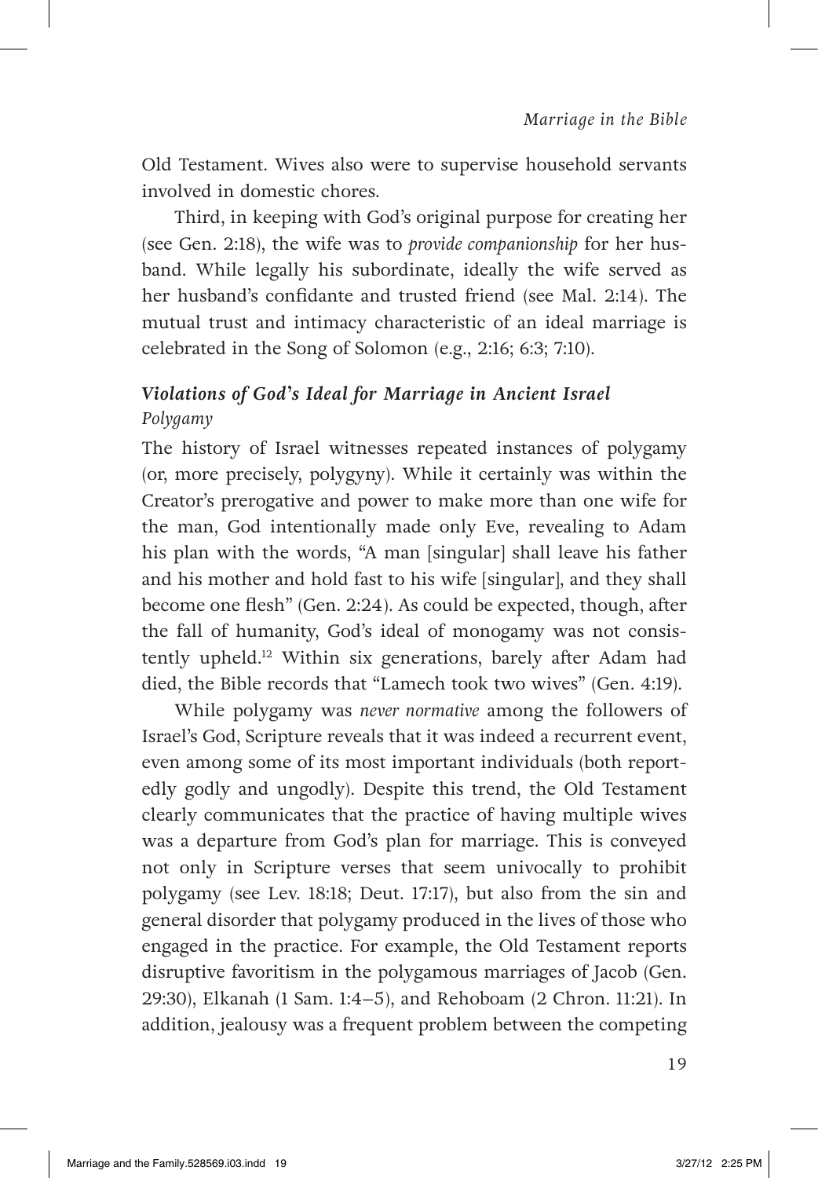Old Testament. Wives also were to supervise household servants involved in domestic chores.

Third, in keeping with God's original purpose for creating her (see Gen. 2:18), the wife was to *provide companionship* for her husband. While legally his subordinate, ideally the wife served as her husband's confidante and trusted friend (see Mal. 2:14). The mutual trust and intimacy characteristic of an ideal marriage is celebrated in the Song of Solomon (e.g., 2:16; 6:3; 7:10).

### *Violations of God's Ideal for Marriage in Ancient Israel*

#### *Polygamy*

The history of Israel witnesses repeated instances of polygamy (or, more precisely, polygyny). While it certainly was within the Creator's prerogative and power to make more than one wife for the man, God intentionally made only Eve, revealing to Adam his plan with the words, "A man [singular] shall leave his father and his mother and hold fast to his wife [singular], and they shall become one flesh" (Gen. 2:24). As could be expected, though, after the fall of humanity, God's ideal of monogamy was not consistently upheld.[12] Within six generations, barely after Adam had died, the Bible records that "Lamech took two wives" (Gen. 4:19).

While polygamy was *never normative* among the followers of Israel's God, Scripture reveals that it was indeed a recurrent event, even among some of its most important individuals (both reportedly godly and ungodly). Despite this trend, the Old Testament clearly communicates that the practice of having multiple wives was a departure from God's plan for marriage. This is conveyed not only in Scripture verses that seem univocally to prohibit polygamy (see Lev. 18:18; Deut. 17:17), but also from the sin and general disorder that polygamy produced in the lives of those who engaged in the practice. For example, the Old Testament reports disruptive favoritism in the polygamous marriages of Jacob (Gen. 29:30), Elkanah (1 Sam. 1:4–5), and Rehoboam (2 Chron. 11:21). In addition, jealousy was a frequent problem between the competing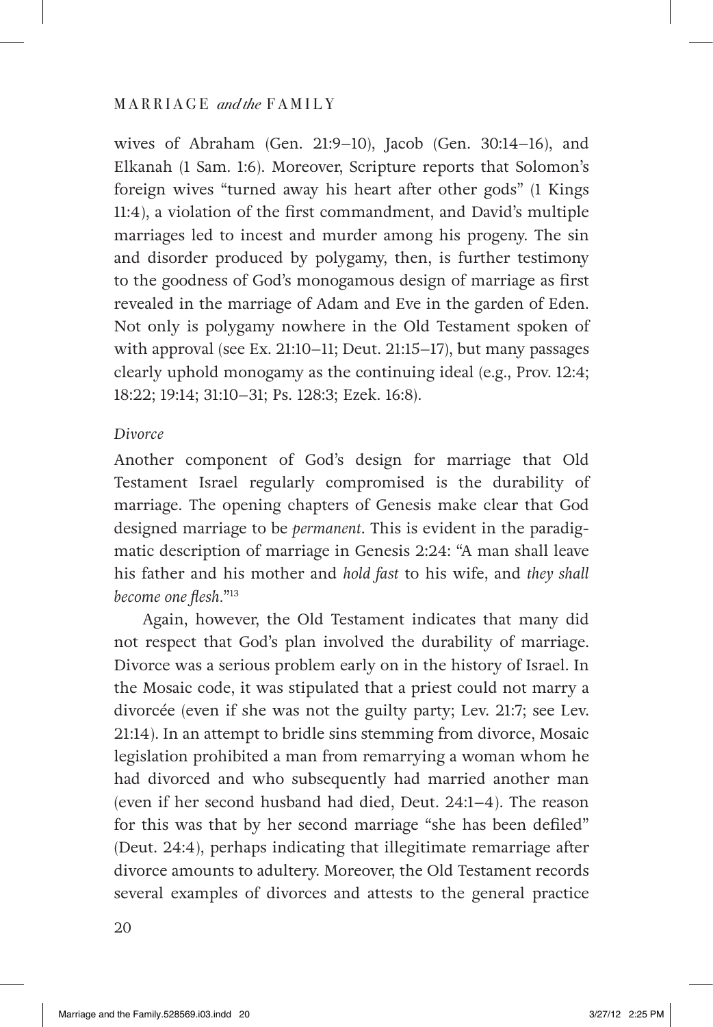wives of Abraham (Gen. 21:9–10), Jacob (Gen. 30:14–16), and Elkanah (1 Sam. 1:6). Moreover, Scripture reports that Solomon's foreign wives "turned away his heart after other gods" (1 Kings 11:4), a violation of the first commandment, and David's multiple marriages led to incest and murder among his progeny. The sin and disorder produced by polygamy, then, is further testimony to the goodness of God's monogamous design of marriage as first revealed in the marriage of Adam and Eve in the garden of Eden. Not only is polygamy nowhere in the Old Testament spoken of with approval (see Ex. 21:10–11; Deut. 21:15–17), but many passages clearly uphold monogamy as the continuing ideal (e.g., Prov. 12:4; 18:22; 19:14; 31:10–31; Ps. 128:3; Ezek. 16:8).

*Divorce*

Another component of God's design for marriage that Old Testament Israel regularly compromised is the durability of marriage. The opening chapters of Genesis make clear that God designed marriage to be *permanent*. This is evident in the paradigmatic description of marriage in Genesis 2:24: "A man shall leave his father and his mother and *hold fast* to his wife, and *they shall become one flesh*."[13]

Again, however, the Old Testament indicates that many did not respect that God's plan involved the durability of marriage. Divorce was a serious problem early on in the history of Israel. In the Mosaic code, it was stipulated that a priest could not marry a divorcée (even if she was not the guilty party; Lev. 21:7; see Lev. 21:14). In an attempt to bridle sins stemming from divorce, Mosaic legislation prohibited a man from remarrying a woman whom he had divorced and who subsequently had married another man (even if her second husband had died, Deut. 24:1–4). The reason for this was that by her second marriage "she has been defiled" (Deut. 24:4), perhaps indicating that illegitimate remarriage after divorce amounts to adultery. Moreover, the Old Testament records several examples of divorces and attests to the general practice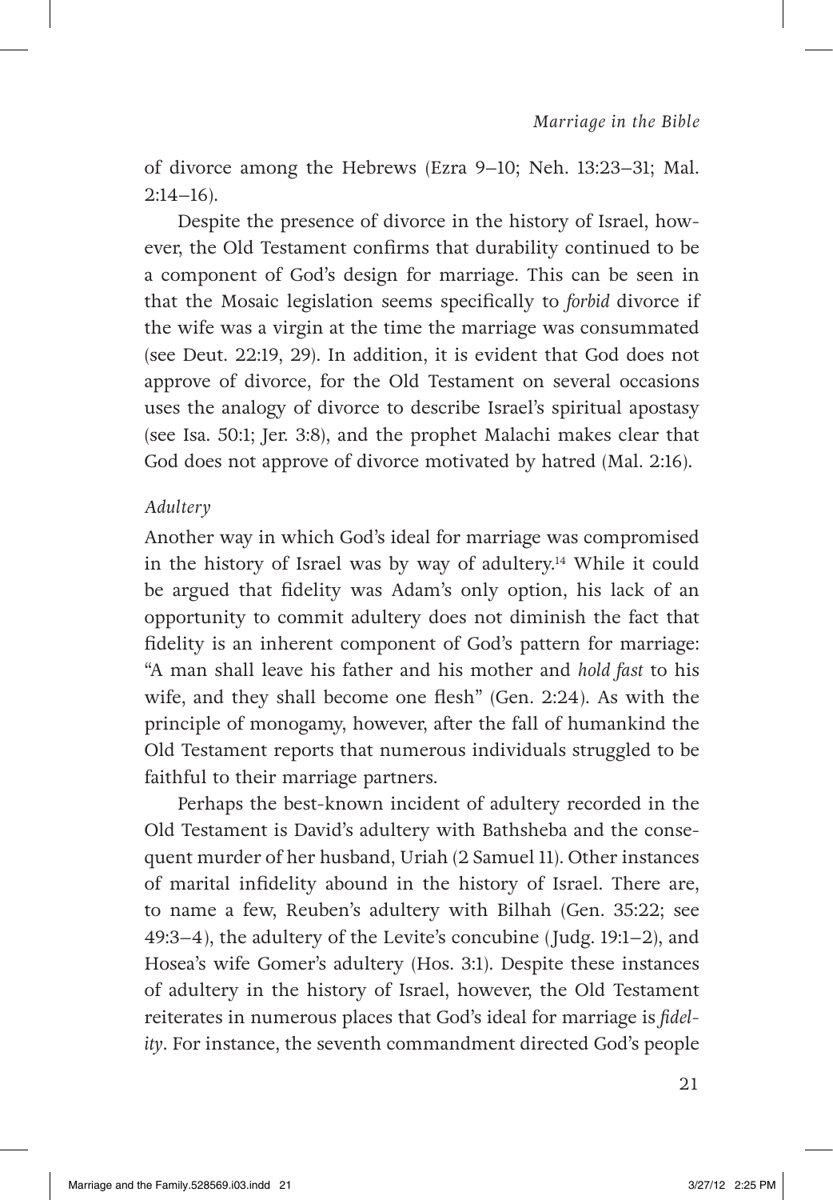of divorce among the Hebrews (Ezra 9–10; Neh. 13:23–31; Mal. 2:14–16).

Despite the presence of divorce in the history of Israel, however, the Old Testament confirms that durability continued to be a component of God's design for marriage. This can be seen in that the Mosaic legislation seems specifically to *forbid* divorce if the wife was a virgin at the time the marriage was consummated (see Deut. 22:19, 29). In addition, it is evident that God does not approve of divorce, for the Old Testament on several occasions uses the analogy of divorce to describe Israel's spiritual apostasy (see Isa. 50:1; Jer. 3:8), and the prophet Malachi makes clear that God does not approve of divorce motivated by hatred (Mal. 2:16).

*Adultery*

Another way in which God's ideal for marriage was compromised in the history of Israel was by way of adultery.[14] While it could be argued that fidelity was Adam's only option, his lack of an opportunity to commit adultery does not diminish the fact that fidelity is an inherent component of God's pattern for marriage: "A man shall leave his father and his mother and *hold fast* to his wife, and they shall become one flesh" (Gen. 2:24). As with the principle of monogamy, however, after the fall of humankind the Old Testament reports that numerous individuals struggled to be faithful to their marriage partners.

Perhaps the best-known incident of adultery recorded in the Old Testament is David's adultery with Bathsheba and the consequent murder of her husband, Uriah (2 Samuel 11). Other instances of marital infidelity abound in the history of Israel. There are, to name a few, Reuben's adultery with Bilhah (Gen. 35:22; see 49:3–4), the adultery of the Levite's concubine (Judg. 19:1–2), and Hosea's wife Gomer's adultery (Hos. 3:1). Despite these instances of adultery in the history of Israel, however, the Old Testament reiterates in numerous places that God's ideal for marriage is *fidelity*. For instance, the seventh commandment directed God's people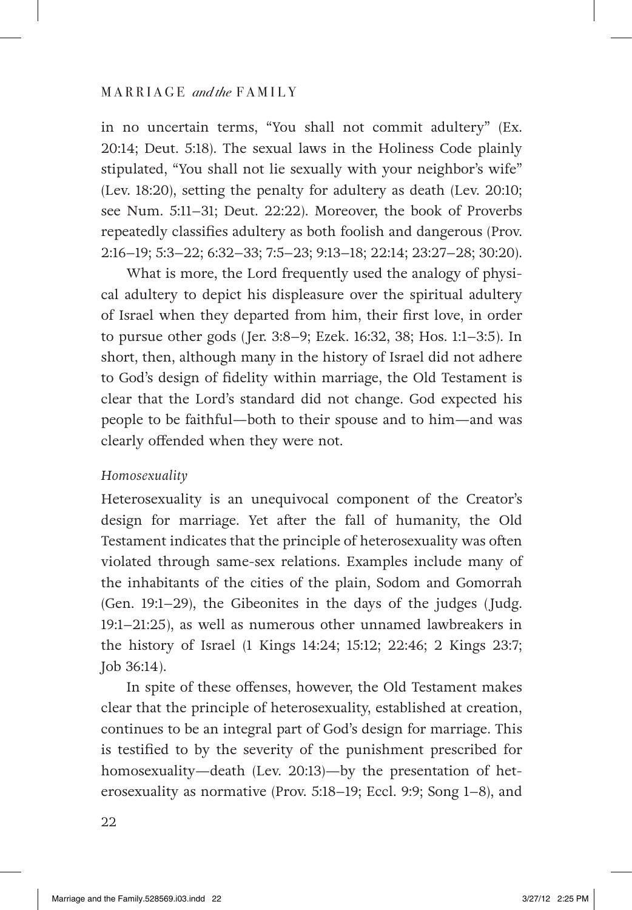in no uncertain terms, "You shall not commit adultery" (Ex. 20:14; Deut. 5:18). The sexual laws in the Holiness Code plainly stipulated, "You shall not lie sexually with your neighbor's wife" (Lev. 18:20), setting the penalty for adultery as death (Lev. 20:10; see Num. 5:11–31; Deut. 22:22). Moreover, the book of Proverbs repeatedly classifies adultery as both foolish and dangerous (Prov. 2:16–19; 5:3–22; 6:32–33; 7:5–23; 9:13–18; 22:14; 23:27–28; 30:20).

What is more, the Lord frequently used the analogy of physical adultery to depict his displeasure over the spiritual adultery of Israel when they departed from him, their first love, in order to pursue other gods (Jer. 3:8–9; Ezek. 16:32, 38; Hos. 1:1–3:5). In short, then, although many in the history of Israel did not adhere to God's design of fidelity within marriage, the Old Testament is clear that the Lord's standard did not change. God expected his people to be faithful—both to their spouse and to him—and was clearly offended when they were not.

*Homosexuality*

Heterosexuality is an unequivocal component of the Creator's design for marriage. Yet after the fall of humanity, the Old Testament indicates that the principle of heterosexuality was often violated through same-sex relations. Examples include many of the inhabitants of the cities of the plain, Sodom and Gomorrah (Gen. 19:1–29), the Gibeonites in the days of the judges (Judg. 19:1–21:25), as well as numerous other unnamed lawbreakers in the history of Israel (1 Kings 14:24; 15:12; 22:46; 2 Kings 23:7; Job 36:14).

In spite of these offenses, however, the Old Testament makes clear that the principle of heterosexuality, established at creation, continues to be an integral part of God's design for marriage. This is testified to by the severity of the punishment prescribed for homosexuality—death (Lev. 20:13)—by the presentation of heterosexuality as normative (Prov. 5:18–19; Eccl. 9:9; Song 1–8), and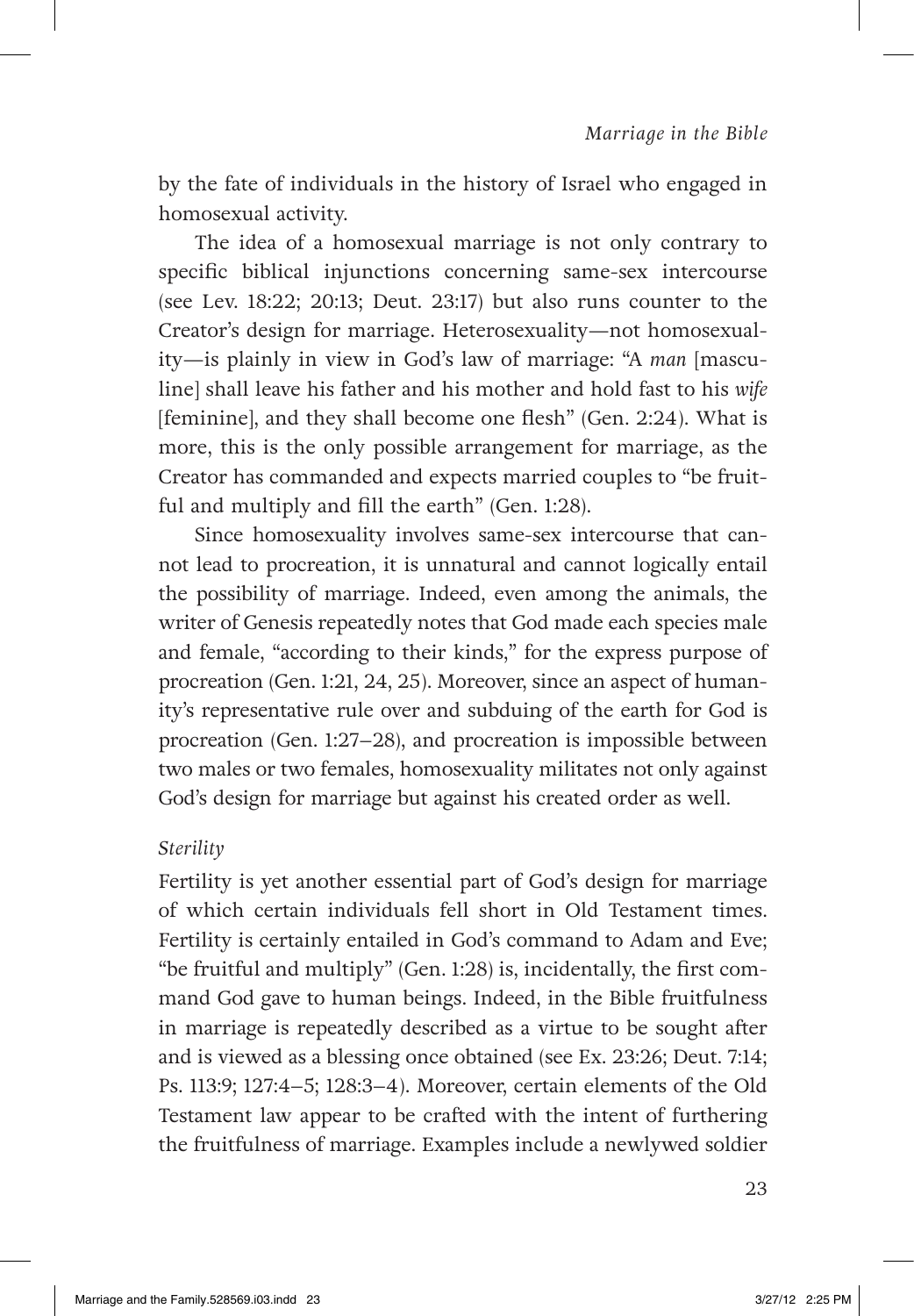by the fate of individuals in the history of Israel who engaged in homosexual activity.

The idea of a homosexual marriage is not only contrary to specific biblical injunctions concerning same-sex intercourse (see Lev. 18:22; 20:13; Deut. 23:17) but also runs counter to the Creator's design for marriage. Heterosexuality—not homosexuality—is plainly in view in God's law of marriage: "A *man* [masculine] shall leave his father and his mother and hold fast to his *wife* [feminine], and they shall become one flesh" (Gen. 2:24). What is more, this is the only possible arrangement for marriage, as the Creator has commanded and expects married couples to "be fruitful and multiply and fill the earth" (Gen. 1:28).

Since homosexuality involves same-sex intercourse that cannot lead to procreation, it is unnatural and cannot logically entail the possibility of marriage. Indeed, even among the animals, the writer of Genesis repeatedly notes that God made each species male and female, "according to their kinds," for the express purpose of procreation (Gen. 1:21, 24, 25). Moreover, since an aspect of humanity's representative rule over and subduing of the earth for God is procreation (Gen. 1:27–28), and procreation is impossible between two males or two females, homosexuality militates not only against God's design for marriage but against his created order as well.

*Sterility*

Fertility is yet another essential part of God's design for marriage of which certain individuals fell short in Old Testament times. Fertility is certainly entailed in God's command to Adam and Eve; "be fruitful and multiply" (Gen. 1:28) is, incidentally, the first command God gave to human beings. Indeed, in the Bible fruitfulness in marriage is repeatedly described as a virtue to be sought after and is viewed as a blessing once obtained (see Ex. 23:26; Deut. 7:14; Ps. 113:9; 127:4–5; 128:3–4). Moreover, certain elements of the Old Testament law appear to be crafted with the intent of furthering the fruitfulness of marriage. Examples include a newlywed soldier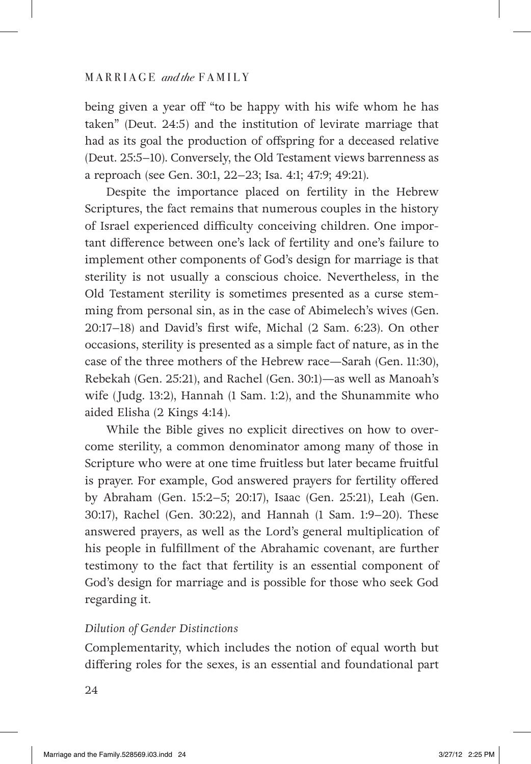being given a year off "to be happy with his wife whom he has taken" (Deut. 24:5) and the institution of levirate marriage that had as its goal the production of offspring for a deceased relative (Deut. 25:5–10). Conversely, the Old Testament views barrenness as a reproach (see Gen. 30:1, 22–23; Isa. 4:1; 47:9; 49:21).

Despite the importance placed on fertility in the Hebrew Scriptures, the fact remains that numerous couples in the history of Israel experienced difficulty conceiving children. One important difference between one's lack of fertility and one's failure to implement other components of God's design for marriage is that sterility is not usually a conscious choice. Nevertheless, in the Old Testament sterility is sometimes presented as a curse stemming from personal sin, as in the case of Abimelech's wives (Gen. 20:17–18) and David's first wife, Michal (2 Sam. 6:23). On other occasions, sterility is presented as a simple fact of nature, as in the case of the three mothers of the Hebrew race—Sarah (Gen. 11:30), Rebekah (Gen. 25:21), and Rachel (Gen. 30:1)—as well as Manoah's wife (Judg. 13:2), Hannah (1 Sam. 1:2), and the Shunammite who aided Elisha (2 Kings 4:14).

While the Bible gives no explicit directives on how to overcome sterility, a common denominator among many of those in Scripture who were at one time fruitless but later became fruitful is prayer. For example, God answered prayers for fertility offered by Abraham (Gen. 15:2–5; 20:17), Isaac (Gen. 25:21), Leah (Gen. 30:17), Rachel (Gen. 30:22), and Hannah (1 Sam. 1:9–20). These answered prayers, as well as the Lord's general multiplication of his people in fulfillment of the Abrahamic covenant, are further testimony to the fact that fertility is an essential component of God's design for marriage and is possible for those who seek God regarding it.

### *Dilution of Gender Distinctions*

Complementarity, which includes the notion of equal worth but differing roles for the sexes, is an essential and foundational part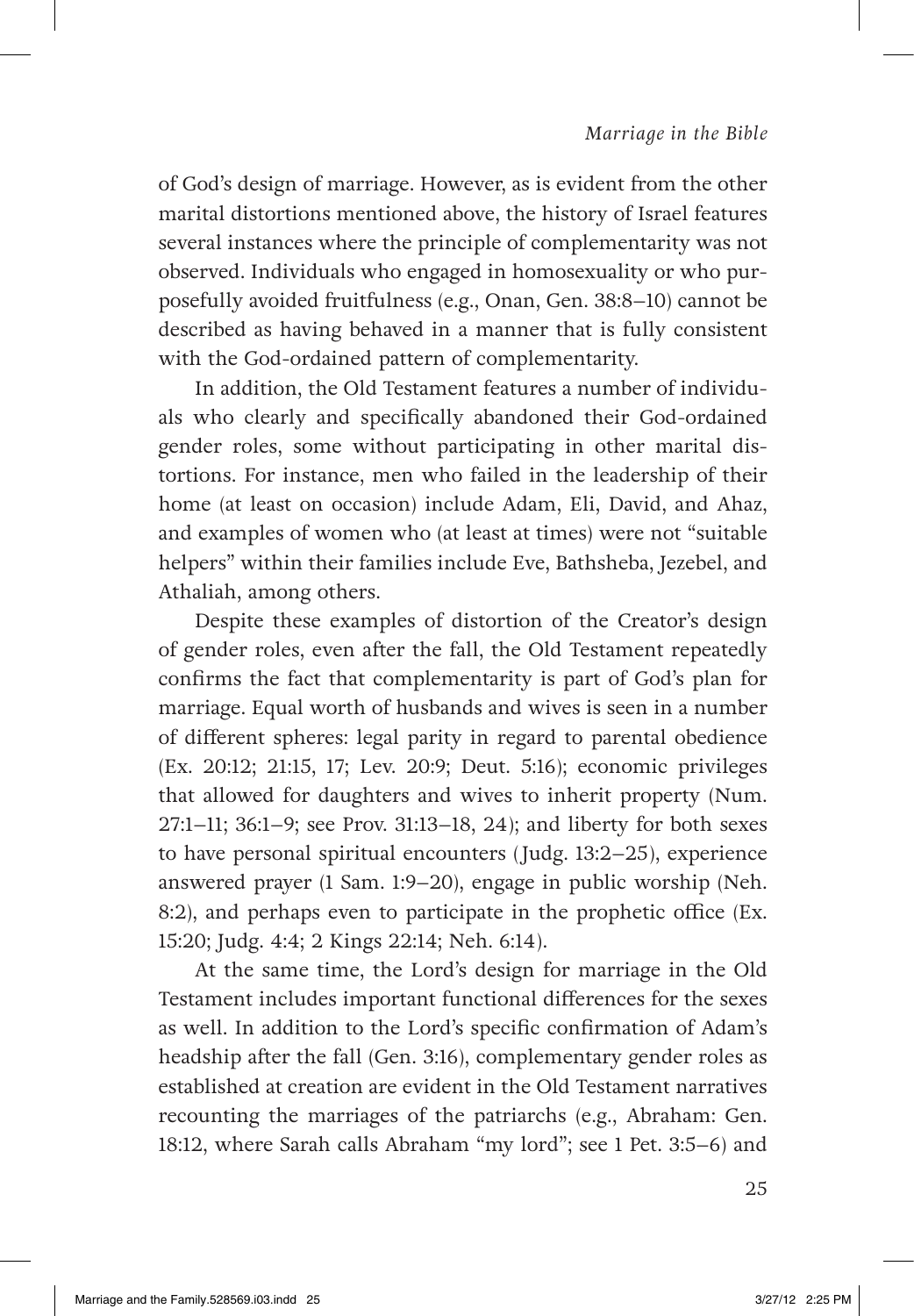of God's design of marriage. However, as is evident from the other marital distortions mentioned above, the history of Israel features several instances where the principle of complementarity was not observed. Individuals who engaged in homosexuality or who purposefully avoided fruitfulness (e.g., Onan, Gen. 38:8–10) cannot be described as having behaved in a manner that is fully consistent with the God-ordained pattern of complementarity.

In addition, the Old Testament features a number of individuals who clearly and specifically abandoned their God-ordained gender roles, some without participating in other marital distortions. For instance, men who failed in the leadership of their home (at least on occasion) include Adam, Eli, David, and Ahaz, and examples of women who (at least at times) were not "suitable helpers" within their families include Eve, Bathsheba, Jezebel, and Athaliah, among others.

Despite these examples of distortion of the Creator's design of gender roles, even after the fall, the Old Testament repeatedly confirms the fact that complementarity is part of God's plan for marriage. Equal worth of husbands and wives is seen in a number of different spheres: legal parity in regard to parental obedience (Ex. 20:12; 21:15, 17; Lev. 20:9; Deut. 5:16); economic privileges that allowed for daughters and wives to inherit property (Num. 27:1–11; 36:1–9; see Prov. 31:13–18, 24); and liberty for both sexes to have personal spiritual encounters (Judg. 13:2–25), experience answered prayer (1 Sam. 1:9–20), engage in public worship (Neh. 8:2), and perhaps even to participate in the prophetic office (Ex. 15:20; Judg. 4:4; 2 Kings 22:14; Neh. 6:14).

At the same time, the Lord's design for marriage in the Old Testament includes important functional differences for the sexes as well. In addition to the Lord's specific confirmation of Adam's headship after the fall (Gen. 3:16), complementary gender roles as established at creation are evident in the Old Testament narratives recounting the marriages of the patriarchs (e.g., Abraham: Gen. 18:12, where Sarah calls Abraham "my lord"; see 1 Pet. 3:5–6) and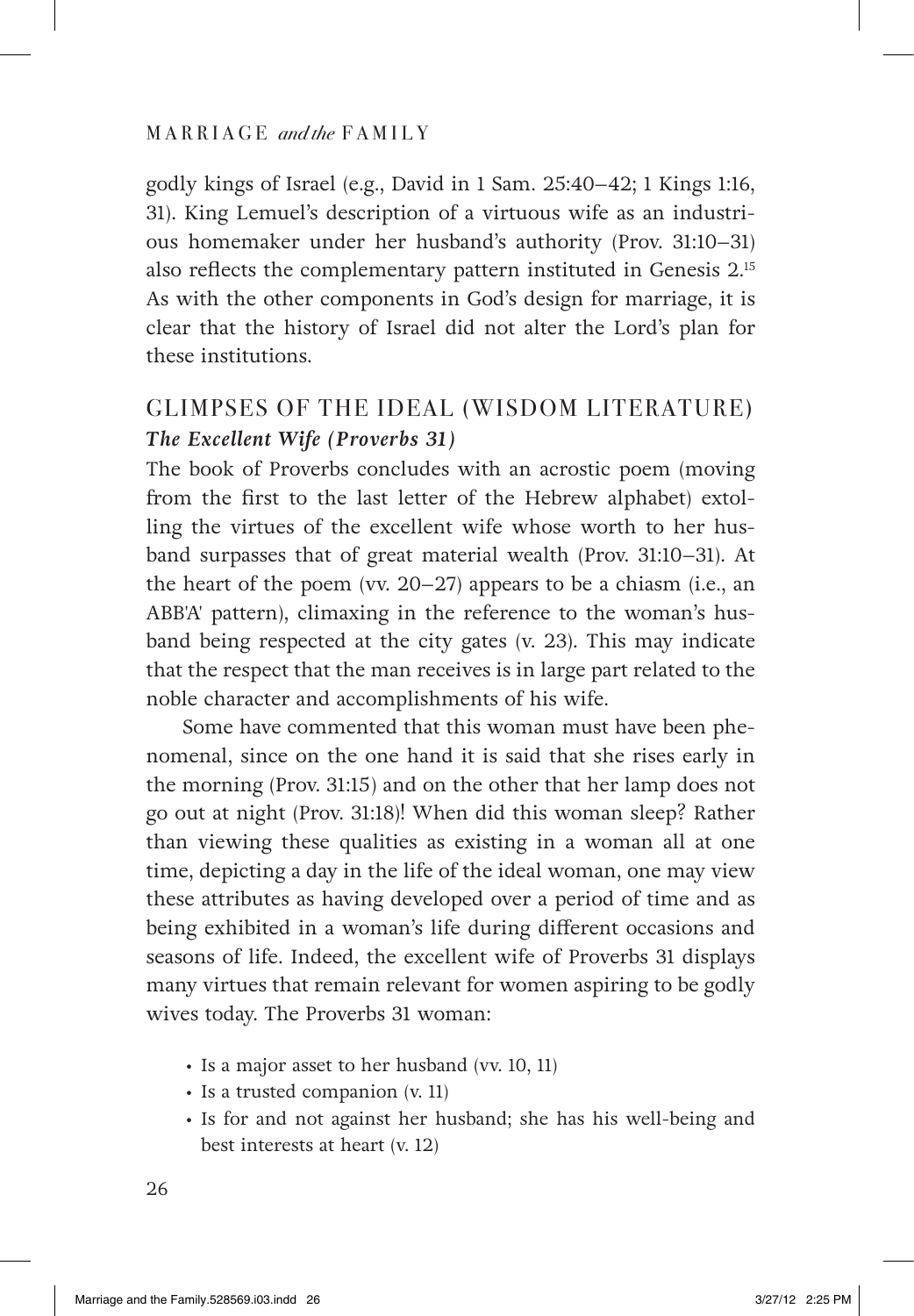godly kings of Israel (e.g., David in 1 Sam. 25:40–42; 1 Kings 1:16, 31). King Lemuel's description of a virtuous wife as an industrious homemaker under her husband's authority (Prov. 31:10–31) also reflects the complementary pattern instituted in Genesis 2.[15] As with the other components in God's design for marriage, it is clear that the history of Israel did not alter the Lord's plan for these institutions.

## GLIMPSES OF THE IDEAL (WISDOM LITERATURE)

### *The Excellent Wife (Proverbs 31)*

The book of Proverbs concludes with an acrostic poem (moving from the first to the last letter of the Hebrew alphabet) extolling the virtues of the excellent wife whose worth to her husband surpasses that of great material wealth (Prov. 31:10–31). At the heart of the poem (vv. 20–27) appears to be a chiasm (i.e., an ABB'A' pattern), climaxing in the reference to the woman's husband being respected at the city gates (v. 23). This may indicate that the respect that the man receives is in large part related to the noble character and accomplishments of his wife.

Some have commented that this woman must have been phenomenal, since on the one hand it is said that she rises early in the morning (Prov. 31:15) and on the other that her lamp does not go out at night (Prov. 31:18)! When did this woman sleep? Rather than viewing these qualities as existing in a woman all at one time, depicting a day in the life of the ideal woman, one may view these attributes as having developed over a period of time and as being exhibited in a woman's life during different occasions and seasons of life. Indeed, the excellent wife of Proverbs 31 displays many virtues that remain relevant for women aspiring to be godly wives today. The Proverbs 31 woman:

- Is a major asset to her husband (vv. 10, 11)
- Is a trusted companion (v. 11)
- Is for and not against her husband; she has his well-being and best interests at heart (v. 12)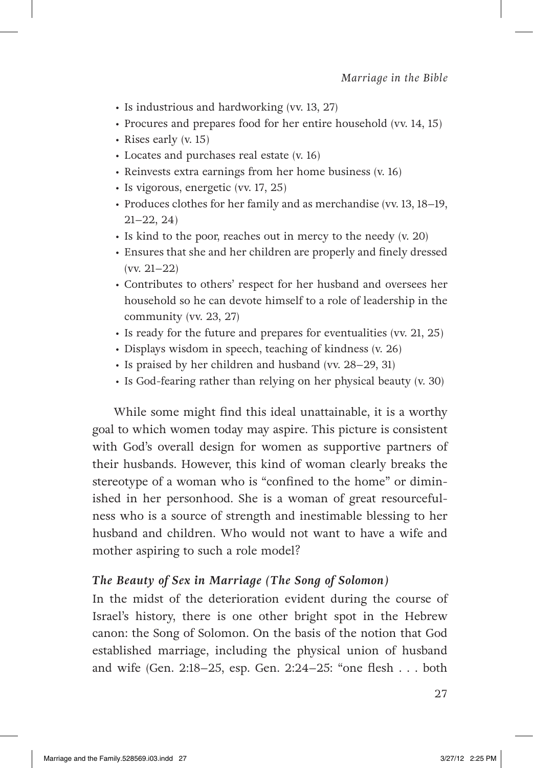- Is industrious and hardworking (vv. 13, 27)
- Procures and prepares food for her entire household (vv. 14, 15)
- Rises early (v. 15)
- Locates and purchases real estate (v. 16)
- Reinvests extra earnings from her home business (v. 16)
- Is vigorous, energetic (vv. 17, 25)
- Produces clothes for her family and as merchandise (vv. 13, 18–19, 21–22, 24)
- Is kind to the poor, reaches out in mercy to the needy (v. 20)
- Ensures that she and her children are properly and finely dressed (vv. 21–22)
- Contributes to others' respect for her husband and oversees her household so he can devote himself to a role of leadership in the community (vv. 23, 27)
- Is ready for the future and prepares for eventualities (vv. 21, 25)
- Displays wisdom in speech, teaching of kindness (v. 26)
- Is praised by her children and husband (vv. 28–29, 31)
- Is God-fearing rather than relying on her physical beauty (v. 30)

While some might find this ideal unattainable, it is a worthy goal to which women today may aspire. This picture is consistent with God's overall design for women as supportive partners of their husbands. However, this kind of woman clearly breaks the stereotype of a woman who is "confined to the home" or diminished in her personhood. She is a woman of great resourcefulness who is a source of strength and inestimable blessing to her husband and children. Who would not want to have a wife and mother aspiring to such a role model?

### *The Beauty of Sex in Marriage (The Song of Solomon)*

In the midst of the deterioration evident during the course of Israel's history, there is one other bright spot in the Hebrew canon: the Song of Solomon. On the basis of the notion that God established marriage, including the physical union of husband and wife (Gen. 2:18–25, esp. Gen. 2:24–25: "one flesh . . . both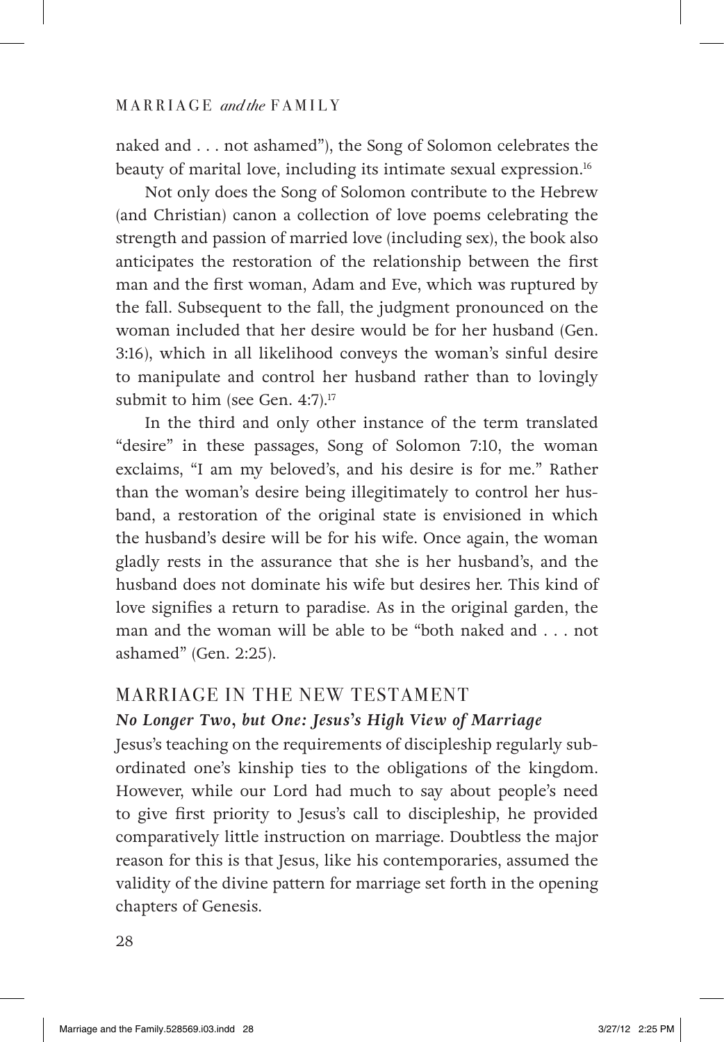naked and . . . not ashamed"), the Song of Solomon celebrates the beauty of marital love, including its intimate sexual expression.[16]

Not only does the Song of Solomon contribute to the Hebrew (and Christian) canon a collection of love poems celebrating the strength and passion of married love (including sex), the book also anticipates the restoration of the relationship between the first man and the first woman, Adam and Eve, which was ruptured by the fall. Subsequent to the fall, the judgment pronounced on the woman included that her desire would be for her husband (Gen. 3:16), which in all likelihood conveys the woman's sinful desire to manipulate and control her husband rather than to lovingly submit to him (see Gen. 4:7).[17]

In the third and only other instance of the term translated "desire" in these passages, Song of Solomon 7:10, the woman exclaims, "I am my beloved's, and his desire is for me." Rather than the woman's desire being illegitimately to control her husband, a restoration of the original state is envisioned in which the husband's desire will be for his wife. Once again, the woman gladly rests in the assurance that she is her husband's, and the husband does not dominate his wife but desires her. This kind of love signifies a return to paradise. As in the original garden, the man and the woman will be able to be "both naked and . . . not ashamed" (Gen. 2:25).

## MARRIAGE IN THE NEW TESTAMENT

### *No Longer Two, but One: Jesus's High View of Marriage*

Jesus's teaching on the requirements of discipleship regularly subordinated one's kinship ties to the obligations of the kingdom. However, while our Lord had much to say about people's need to give first priority to Jesus's call to discipleship, he provided comparatively little instruction on marriage. Doubtless the major reason for this is that Jesus, like his contemporaries, assumed the validity of the divine pattern for marriage set forth in the opening chapters of Genesis.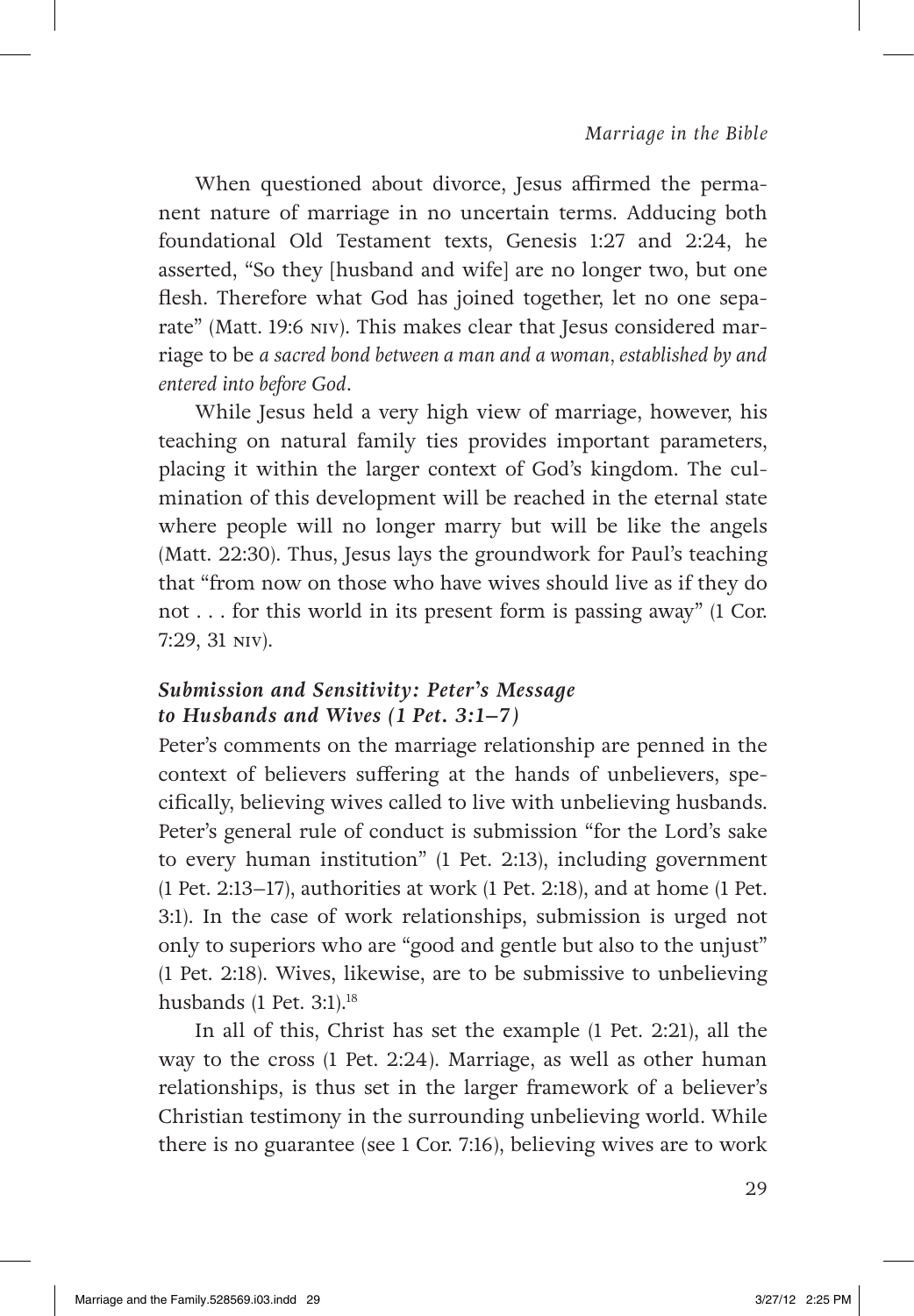When questioned about divorce, Jesus affirmed the permanent nature of marriage in no uncertain terms. Adducing both foundational Old Testament texts, Genesis 1:27 and 2:24, he asserted, "So they [husband and wife] are no longer two, but one flesh. Therefore what God has joined together, let no one separate" (Matt. 19:6 NIV). This makes clear that Jesus considered marriage to be *a sacred bond between a man and a woman, established by and entered into before God*.

While Jesus held a very high view of marriage, however, his teaching on natural family ties provides important parameters, placing it within the larger context of God's kingdom. The culmination of this development will be reached in the eternal state where people will no longer marry but will be like the angels (Matt. 22:30). Thus, Jesus lays the groundwork for Paul's teaching that "from now on those who have wives should live as if they do not . . . for this world in its present form is passing away" (1 Cor. 7:29, 31 NIV).

### *Submission and Sensitivity: Peter's Message to Husbands and Wives (1 Pet. 3:1–7)*

Peter's comments on the marriage relationship are penned in the context of believers suffering at the hands of unbelievers, specifically, believing wives called to live with unbelieving husbands. Peter's general rule of conduct is submission "for the Lord's sake to every human institution" (1 Pet. 2:13), including government (1 Pet. 2:13–17), authorities at work (1 Pet. 2:18), and at home (1 Pet. 3:1). In the case of work relationships, submission is urged not only to superiors who are "good and gentle but also to the unjust" (1 Pet. 2:18). Wives, likewise, are to be submissive to unbelieving husbands (1 Pet. 3:1).[18]

In all of this, Christ has set the example (1 Pet. 2:21), all the way to the cross (1 Pet. 2:24). Marriage, as well as other human relationships, is thus set in the larger framework of a believer's Christian testimony in the surrounding unbelieving world. While there is no guarantee (see 1 Cor. 7:16), believing wives are to work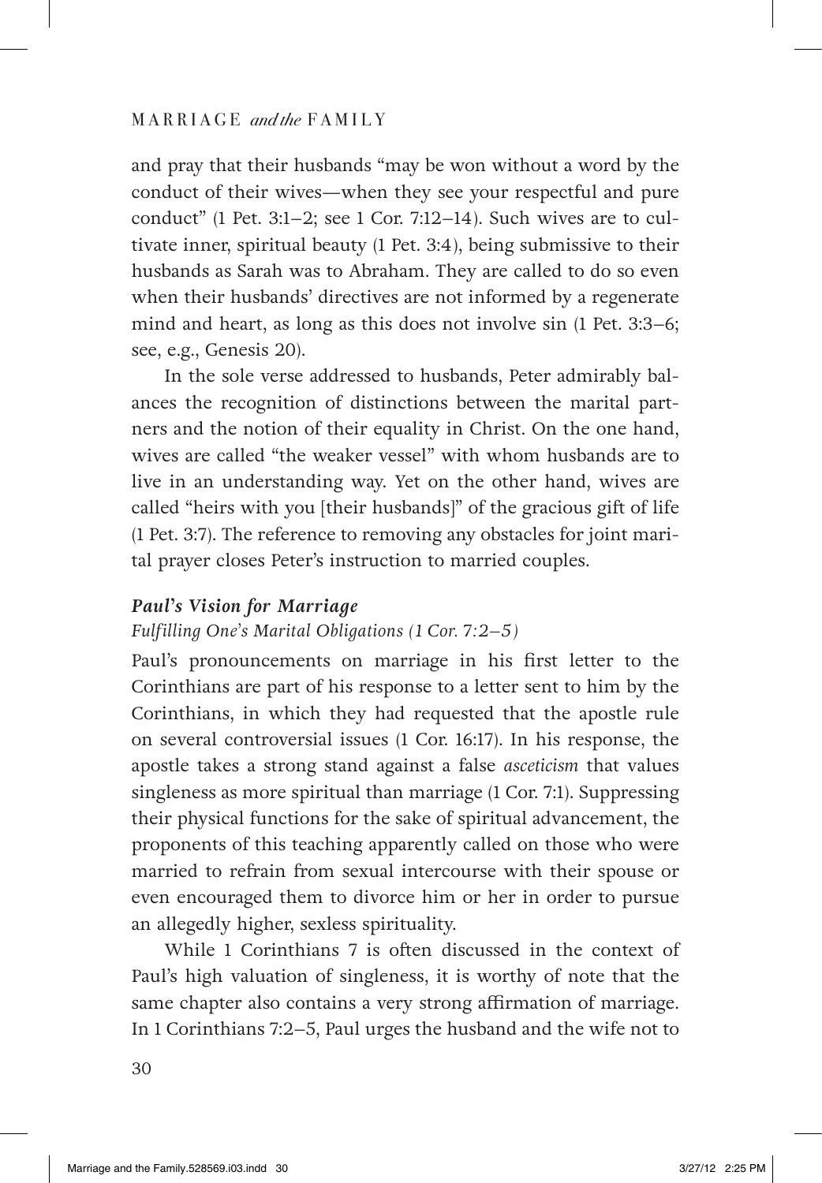and pray that their husbands "may be won without a word by the conduct of their wives—when they see your respectful and pure conduct" (1 Pet. 3:1–2; see 1 Cor. 7:12–14). Such wives are to cultivate inner, spiritual beauty (1 Pet. 3:4), being submissive to their husbands as Sarah was to Abraham. They are called to do so even when their husbands' directives are not informed by a regenerate mind and heart, as long as this does not involve sin (1 Pet. 3:3–6; see, e.g., Genesis 20).

In the sole verse addressed to husbands, Peter admirably balances the recognition of distinctions between the marital partners and the notion of their equality in Christ. On the one hand, wives are called "the weaker vessel" with whom husbands are to live in an understanding way. Yet on the other hand, wives are called "heirs with you [their husbands]" of the gracious gift of life (1 Pet. 3:7). The reference to removing any obstacles for joint marital prayer closes Peter's instruction to married couples.

### *Paul's Vision for Marriage*

#### *Fulfilling One's Marital Obligations (1 Cor. 7:2–5)*

Paul's pronouncements on marriage in his first letter to the Corinthians are part of his response to a letter sent to him by the Corinthians, in which they had requested that the apostle rule on several controversial issues (1 Cor. 16:17). In his response, the apostle takes a strong stand against a false *asceticism* that values singleness as more spiritual than marriage (1 Cor. 7:1). Suppressing their physical functions for the sake of spiritual advancement, the proponents of this teaching apparently called on those who were married to refrain from sexual intercourse with their spouse or even encouraged them to divorce him or her in order to pursue an allegedly higher, sexless spirituality.

While 1 Corinthians 7 is often discussed in the context of Paul's high valuation of singleness, it is worthy of note that the same chapter also contains a very strong affirmation of marriage. In 1 Corinthians 7:2–5, Paul urges the husband and the wife not to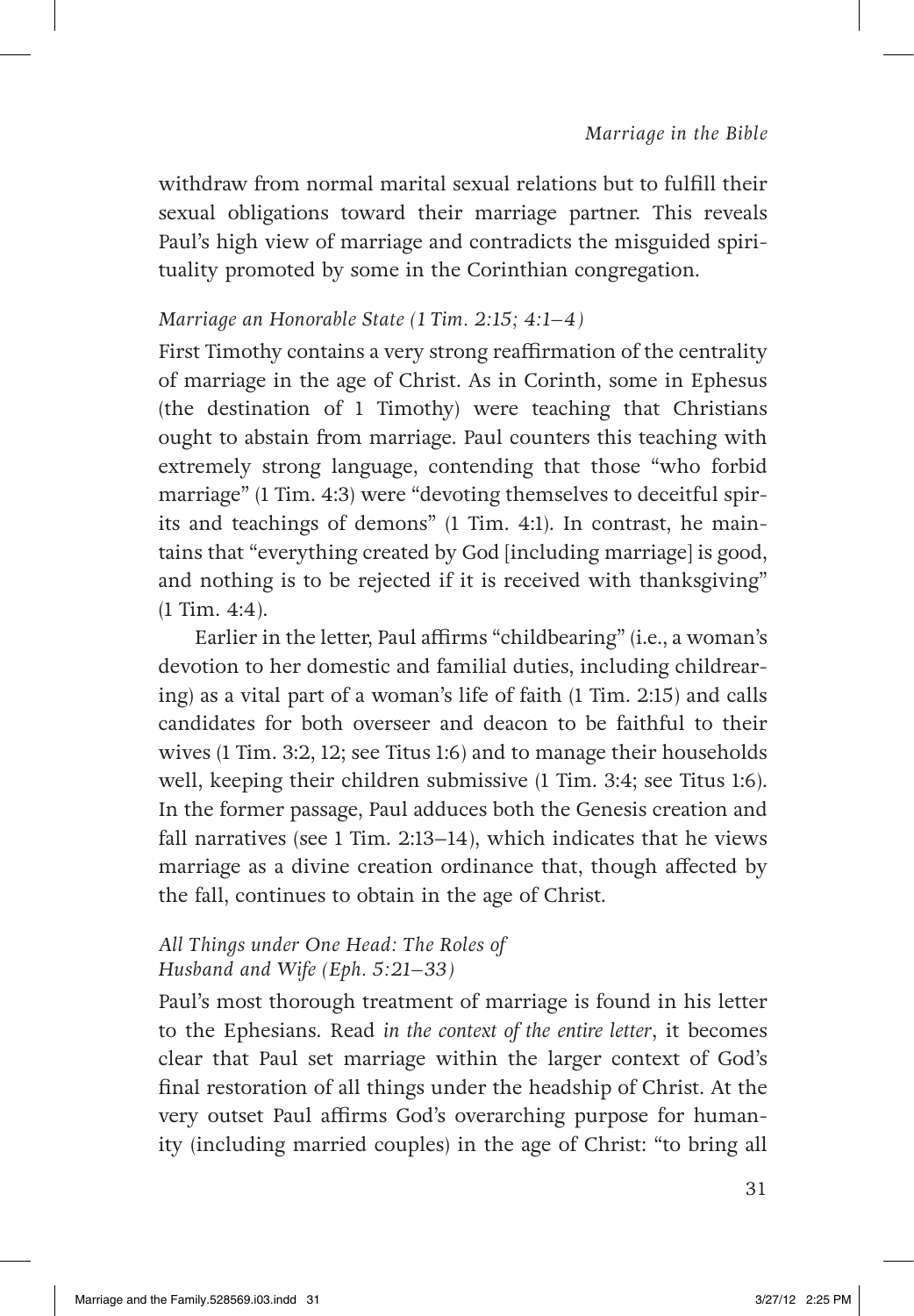withdraw from normal marital sexual relations but to fulfill their sexual obligations toward their marriage partner. This reveals Paul's high view of marriage and contradicts the misguided spirituality promoted by some in the Corinthian congregation.

### *Marriage an Honorable State (1 Tim. 2:15; 4:1–4)*

First Timothy contains a very strong reaffirmation of the centrality of marriage in the age of Christ. As in Corinth, some in Ephesus (the destination of 1 Timothy) were teaching that Christians ought to abstain from marriage. Paul counters this teaching with extremely strong language, contending that those "who forbid marriage" (1 Tim. 4:3) were "devoting themselves to deceitful spirits and teachings of demons" (1 Tim. 4:1). In contrast, he maintains that "everything created by God [including marriage] is good, and nothing is to be rejected if it is received with thanksgiving" (1 Tim. 4:4).

Earlier in the letter, Paul affirms "childbearing" (i.e., a woman's devotion to her domestic and familial duties, including childrearing) as a vital part of a woman's life of faith (1 Tim. 2:15) and calls candidates for both overseer and deacon to be faithful to their wives (1 Tim. 3:2, 12; see Titus 1:6) and to manage their households well, keeping their children submissive (1 Tim. 3:4; see Titus 1:6). In the former passage, Paul adduces both the Genesis creation and fall narratives (see 1 Tim. 2:13–14), which indicates that he views marriage as a divine creation ordinance that, though affected by the fall, continues to obtain in the age of Christ.

### *All Things under One Head: The Roles of Husband and Wife (Eph. 5:21–33)*

Paul's most thorough treatment of marriage is found in his letter to the Ephesians. Read *in the context of the entire letter*, it becomes clear that Paul set marriage within the larger context of God's final restoration of all things under the headship of Christ. At the very outset Paul affirms God's overarching purpose for humanity (including married couples) in the age of Christ: "to bring all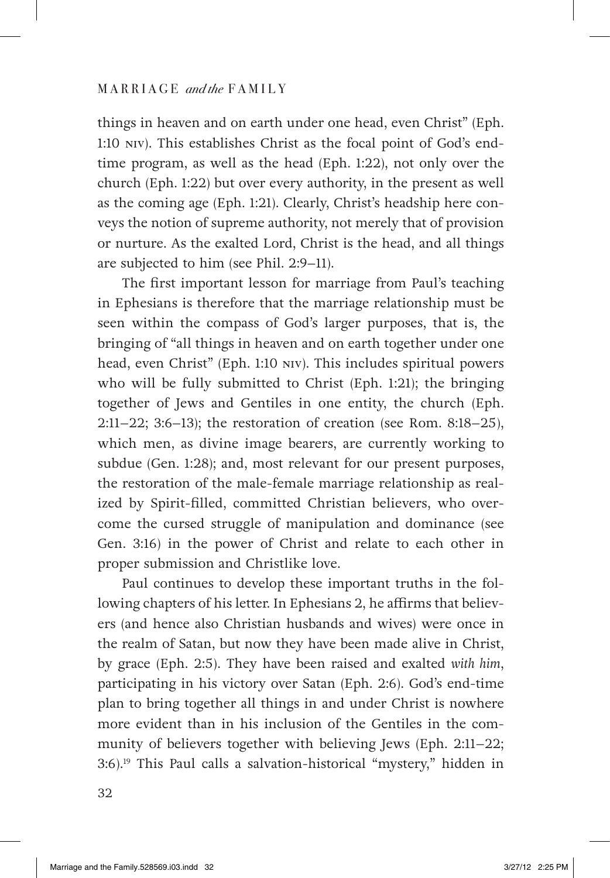things in heaven and on earth under one head, even Christ" (Eph. 1:10 NIV). This establishes Christ as the focal point of God's end-time program, as well as the head (Eph. 1:22), not only over the church (Eph. 1:22) but over every authority, in the present as well as the coming age (Eph. 1:21). Clearly, Christ's headship here conveys the notion of supreme authority, not merely that of provision or nurture. As the exalted Lord, Christ is the head, and all things are subjected to him (see Phil. 2:9–11).

The first important lesson for marriage from Paul's teaching in Ephesians is therefore that the marriage relationship must be seen within the compass of God's larger purposes, that is, the bringing of "all things in heaven and on earth together under one head, even Christ" (Eph. 1:10 NIV). This includes spiritual powers who will be fully submitted to Christ (Eph. 1:21); the bringing together of Jews and Gentiles in one entity, the church (Eph. 2:11–22; 3:6–13); the restoration of creation (see Rom. 8:18–25), which men, as divine image bearers, are currently working to subdue (Gen. 1:28); and, most relevant for our present purposes, the restoration of the male-female marriage relationship as realized by Spirit-filled, committed Christian believers, who overcome the cursed struggle of manipulation and dominance (see Gen. 3:16) in the power of Christ and relate to each other in proper submission and Christlike love.

Paul continues to develop these important truths in the following chapters of his letter. In Ephesians 2, he affirms that believers (and hence also Christian husbands and wives) were once in the realm of Satan, but now they have been made alive in Christ, by grace (Eph. 2:5). They have been raised and exalted *with him*, participating in his victory over Satan (Eph. 2:6). God's end-time plan to bring together all things in and under Christ is nowhere more evident than in his inclusion of the Gentiles in the community of believers together with believing Jews (Eph. 2:11–22; 3:6).[19] This Paul calls a salvation-historical "mystery," hidden in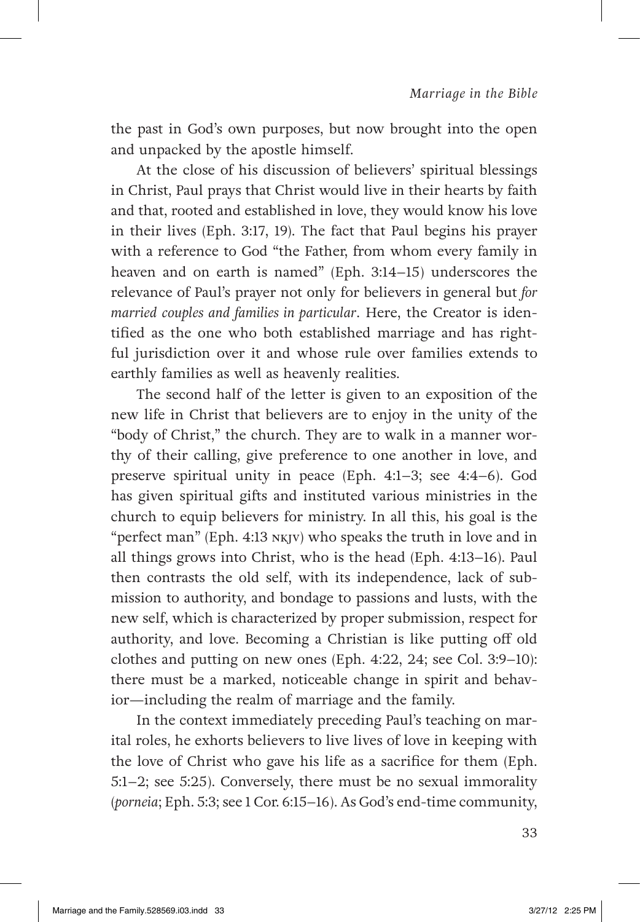the past in God's own purposes, but now brought into the open and unpacked by the apostle himself.

At the close of his discussion of believers' spiritual blessings in Christ, Paul prays that Christ would live in their hearts by faith and that, rooted and established in love, they would know his love in their lives (Eph. 3:17, 19). The fact that Paul begins his prayer with a reference to God "the Father, from whom every family in heaven and on earth is named" (Eph. 3:14–15) underscores the relevance of Paul's prayer not only for believers in general but *for married couples and families in particular*. Here, the Creator is identified as the one who both established marriage and has rightful jurisdiction over it and whose rule over families extends to earthly families as well as heavenly realities.

The second half of the letter is given to an exposition of the new life in Christ that believers are to enjoy in the unity of the "body of Christ," the church. They are to walk in a manner worthy of their calling, give preference to one another in love, and preserve spiritual unity in peace (Eph. 4:1–3; see 4:4–6). God has given spiritual gifts and instituted various ministries in the church to equip believers for ministry. In all this, his goal is the "perfect man" (Eph. 4:13 NKJV) who speaks the truth in love and in all things grows into Christ, who is the head (Eph. 4:13–16). Paul then contrasts the old self, with its independence, lack of submission to authority, and bondage to passions and lusts, with the new self, which is characterized by proper submission, respect for authority, and love. Becoming a Christian is like putting off old clothes and putting on new ones (Eph. 4:22, 24; see Col. 3:9–10): there must be a marked, noticeable change in spirit and behavior—including the realm of marriage and the family.

In the context immediately preceding Paul's teaching on marital roles, he exhorts believers to live lives of love in keeping with the love of Christ who gave his life as a sacrifice for them (Eph. 5:1–2; see 5:25). Conversely, there must be no sexual immorality (*porneia*; Eph. 5:3; see 1 Cor. 6:15–16). As God's end-time community,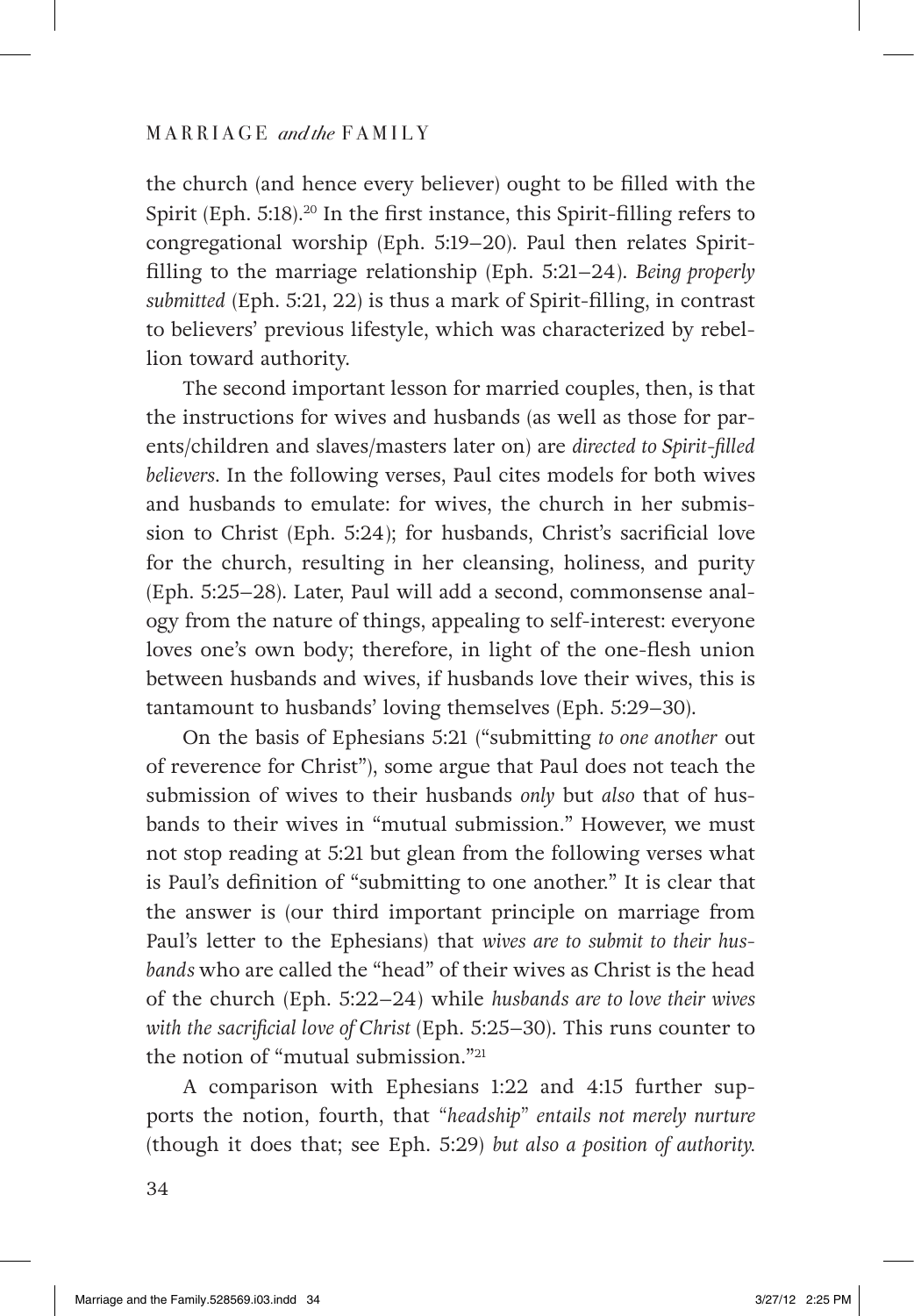the church (and hence every believer) ought to be filled with the Spirit (Eph. 5:18).[20] In the first instance, this Spirit-filling refers to congregational worship (Eph. 5:19–20). Paul then relates Spirit-filling to the marriage relationship (Eph. 5:21–24). *Being properly submitted* (Eph. 5:21, 22) is thus a mark of Spirit-filling, in contrast to believers' previous lifestyle, which was characterized by rebellion toward authority.

The second important lesson for married couples, then, is that the instructions for wives and husbands (as well as those for parents/children and slaves/masters later on) are *directed to Spirit-filled believers*. In the following verses, Paul cites models for both wives and husbands to emulate: for wives, the church in her submission to Christ (Eph. 5:24); for husbands, Christ's sacrificial love for the church, resulting in her cleansing, holiness, and purity (Eph. 5:25–28). Later, Paul will add a second, commonsense analogy from the nature of things, appealing to self-interest: everyone loves one's own body; therefore, in light of the one-flesh union between husbands and wives, if husbands love their wives, this is tantamount to husbands' loving themselves (Eph. 5:29–30).

On the basis of Ephesians 5:21 ("submitting *to one another* out of reverence for Christ"), some argue that Paul does not teach the submission of wives to their husbands *only* but *also* that of husbands to their wives in "mutual submission." However, we must not stop reading at 5:21 but glean from the following verses what is Paul's definition of "submitting to one another." It is clear that the answer is (our third important principle on marriage from Paul's letter to the Ephesians) that *wives are to submit to their husbands* who are called the "head" of their wives as Christ is the head of the church (Eph. 5:22–24) while *husbands are to love their wives with the sacrificial love of Christ* (Eph. 5:25–30). This runs counter to the notion of "mutual submission."[21]

A comparison with Ephesians 1:22 and 4:15 further supports the notion, fourth, that "*headship*" *entails not merely nurture* (though it does that; see Eph. 5:29) *but also a position of authority.*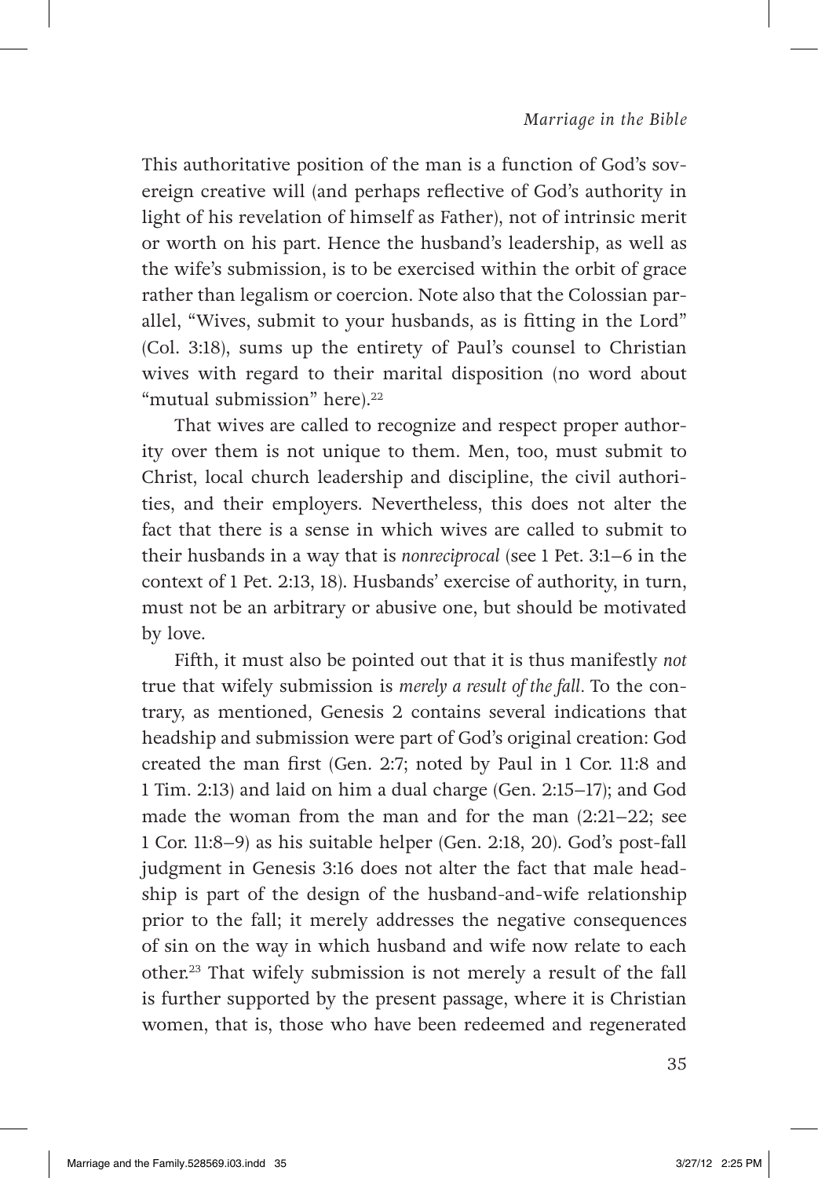This authoritative position of the man is a function of God's sovereign creative will (and perhaps reflective of God's authority in light of his revelation of himself as Father), not of intrinsic merit or worth on his part. Hence the husband's leadership, as well as the wife's submission, is to be exercised within the orbit of grace rather than legalism or coercion. Note also that the Colossian parallel, "Wives, submit to your husbands, as is fitting in the Lord" (Col. 3:18), sums up the entirety of Paul's counsel to Christian wives with regard to their marital disposition (no word about "mutual submission" here).[22]

That wives are called to recognize and respect proper authority over them is not unique to them. Men, too, must submit to Christ, local church leadership and discipline, the civil authorities, and their employers. Nevertheless, this does not alter the fact that there is a sense in which wives are called to submit to their husbands in a way that is *nonreciprocal* (see 1 Pet. 3:1–6 in the context of 1 Pet. 2:13, 18). Husbands' exercise of authority, in turn, must not be an arbitrary or abusive one, but should be motivated by love.

Fifth, it must also be pointed out that it is thus manifestly *not* true that wifely submission is *merely a result of the fall*. To the contrary, as mentioned, Genesis 2 contains several indications that headship and submission were part of God's original creation: God created the man first (Gen. 2:7; noted by Paul in 1 Cor. 11:8 and 1 Tim. 2:13) and laid on him a dual charge (Gen. 2:15–17); and God made the woman from the man and for the man (2:21–22; see 1 Cor. 11:8–9) as his suitable helper (Gen. 2:18, 20). God's post-fall judgment in Genesis 3:16 does not alter the fact that male headship is part of the design of the husband-and-wife relationship prior to the fall; it merely addresses the negative consequences of sin on the way in which husband and wife now relate to each other.[23] That wifely submission is not merely a result of the fall is further supported by the present passage, where it is Christian women, that is, those who have been redeemed and regenerated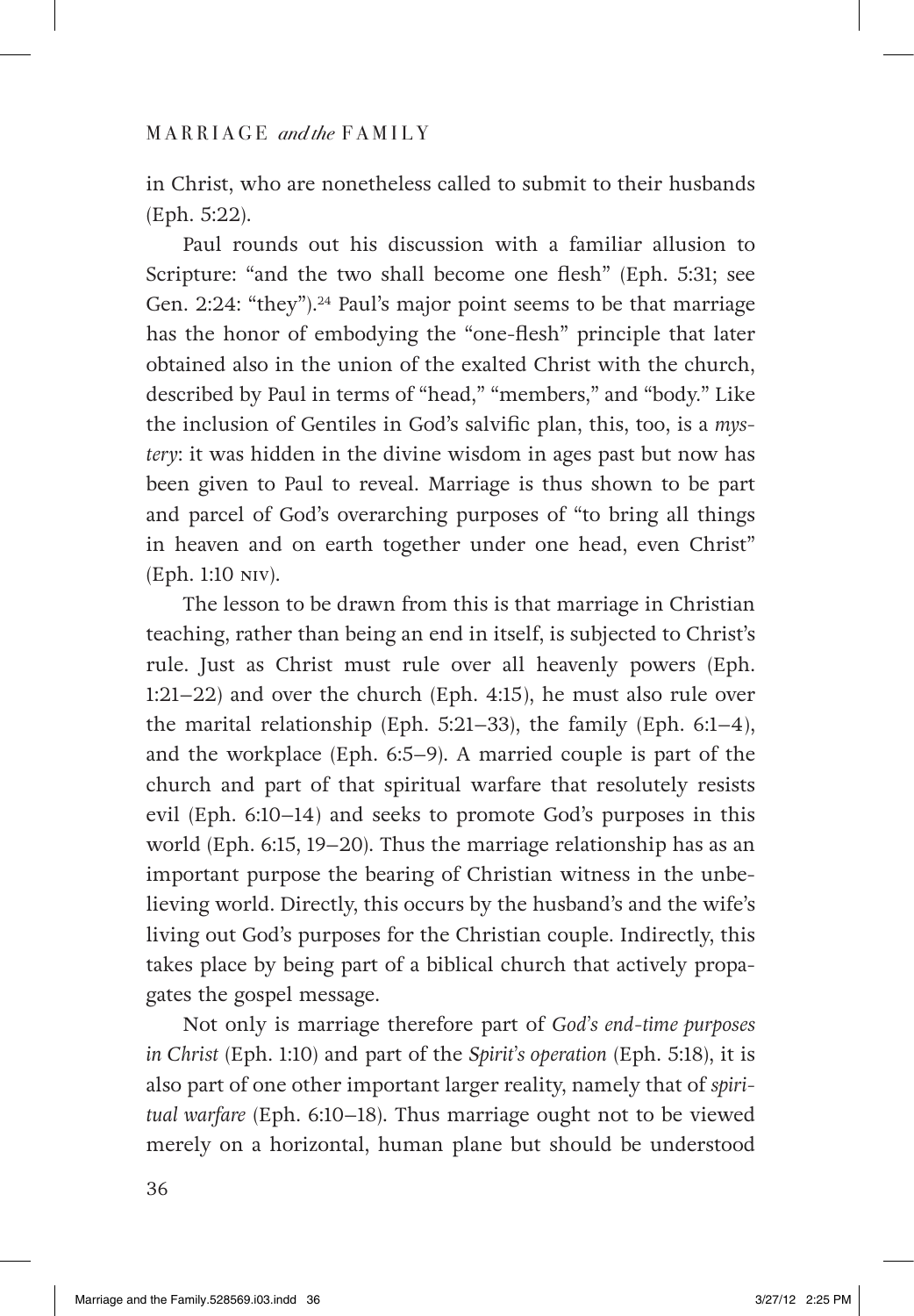in Christ, who are nonetheless called to submit to their husbands (Eph. 5:22).

Paul rounds out his discussion with a familiar allusion to Scripture: "and the two shall become one flesh" (Eph. 5:31; see Gen. 2:24: "they").[24] Paul's major point seems to be that marriage has the honor of embodying the "one-flesh" principle that later obtained also in the union of the exalted Christ with the church, described by Paul in terms of "head," "members," and "body." Like the inclusion of Gentiles in God's salvific plan, this, too, is a *mystery*: it was hidden in the divine wisdom in ages past but now has been given to Paul to reveal. Marriage is thus shown to be part and parcel of God's overarching purposes of "to bring all things in heaven and on earth together under one head, even Christ" (Eph. 1:10 NIV).

The lesson to be drawn from this is that marriage in Christian teaching, rather than being an end in itself, is subjected to Christ's rule. Just as Christ must rule over all heavenly powers (Eph. 1:21–22) and over the church (Eph. 4:15), he must also rule over the marital relationship (Eph. 5:21–33), the family (Eph. 6:1–4), and the workplace (Eph. 6:5–9). A married couple is part of the church and part of that spiritual warfare that resolutely resists evil (Eph. 6:10–14) and seeks to promote God's purposes in this world (Eph. 6:15, 19–20). Thus the marriage relationship has as an important purpose the bearing of Christian witness in the unbelieving world. Directly, this occurs by the husband's and the wife's living out God's purposes for the Christian couple. Indirectly, this takes place by being part of a biblical church that actively propagates the gospel message.

Not only is marriage therefore part of *God's end-time purposes in Christ* (Eph. 1:10) and part of the *Spirit's operation* (Eph. 5:18), it is also part of one other important larger reality, namely that of *spiritual warfare* (Eph. 6:10–18). Thus marriage ought not to be viewed merely on a horizontal, human plane but should be understood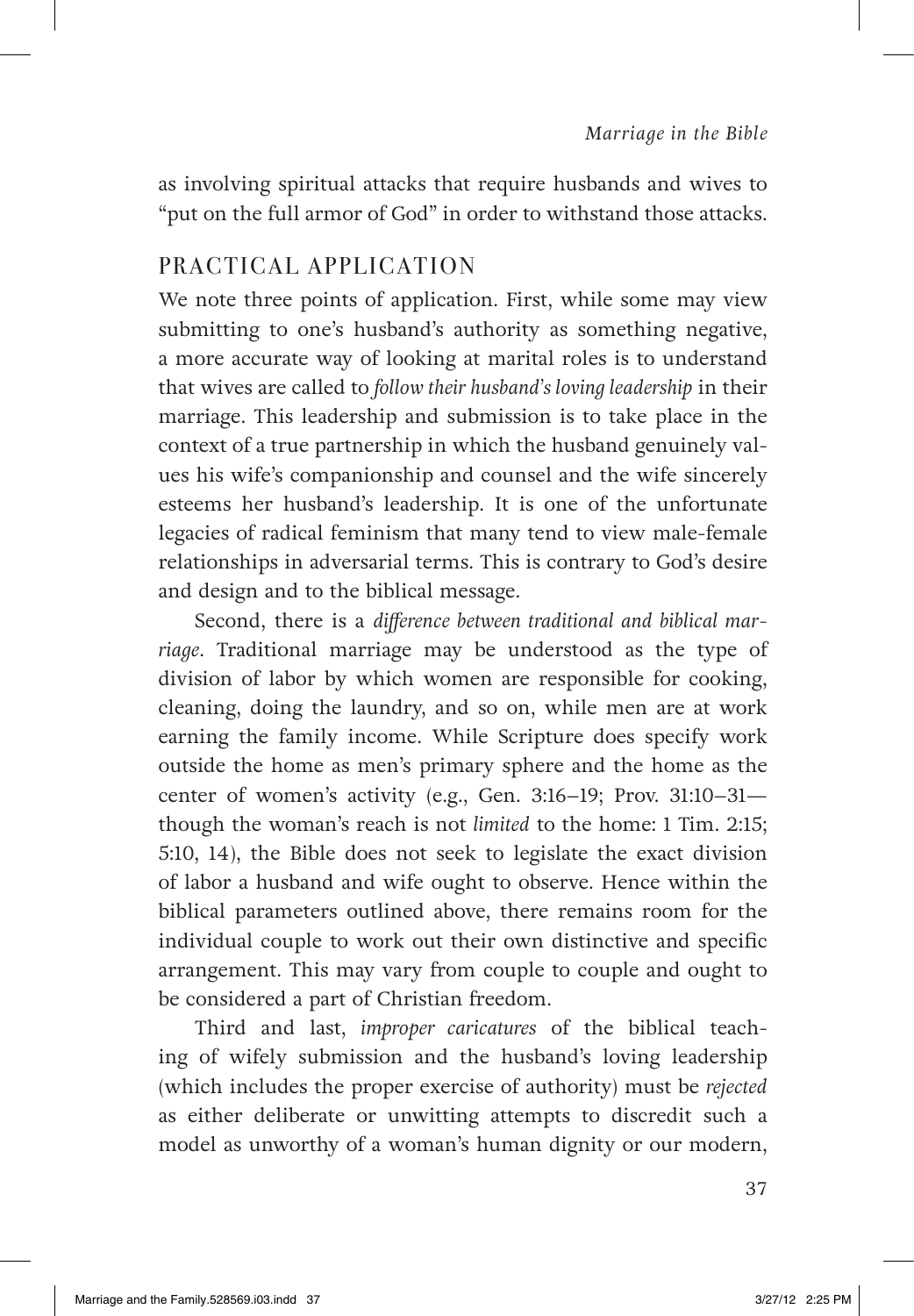as involving spiritual attacks that require husbands and wives to "put on the full armor of God" in order to withstand those attacks.

## PRACTICAL APPLICATION

We note three points of application. First, while some may view submitting to one's husband's authority as something negative, a more accurate way of looking at marital roles is to understand that wives are called to *follow their husband's loving leadership* in their marriage. This leadership and submission is to take place in the context of a true partnership in which the husband genuinely values his wife's companionship and counsel and the wife sincerely esteems her husband's leadership. It is one of the unfortunate legacies of radical feminism that many tend to view male-female relationships in adversarial terms. This is contrary to God's desire and design and to the biblical message.

Second, there is a *difference between traditional and biblical marriage*. Traditional marriage may be understood as the type of division of labor by which women are responsible for cooking, cleaning, doing the laundry, and so on, while men are at work earning the family income. While Scripture does specify work outside the home as men's primary sphere and the home as the center of women's activity (e.g., Gen. 3:16–19; Prov. 31:10–31—though the woman's reach is not *limited* to the home: 1 Tim. 2:15; 5:10, 14), the Bible does not seek to legislate the exact division of labor a husband and wife ought to observe. Hence within the biblical parameters outlined above, there remains room for the individual couple to work out their own distinctive and specific arrangement. This may vary from couple to couple and ought to be considered a part of Christian freedom.

Third and last, *improper caricatures* of the biblical teaching of wifely submission and the husband's loving leadership (which includes the proper exercise of authority) must be *rejected* as either deliberate or unwitting attempts to discredit such a model as unworthy of a woman's human dignity or our modern,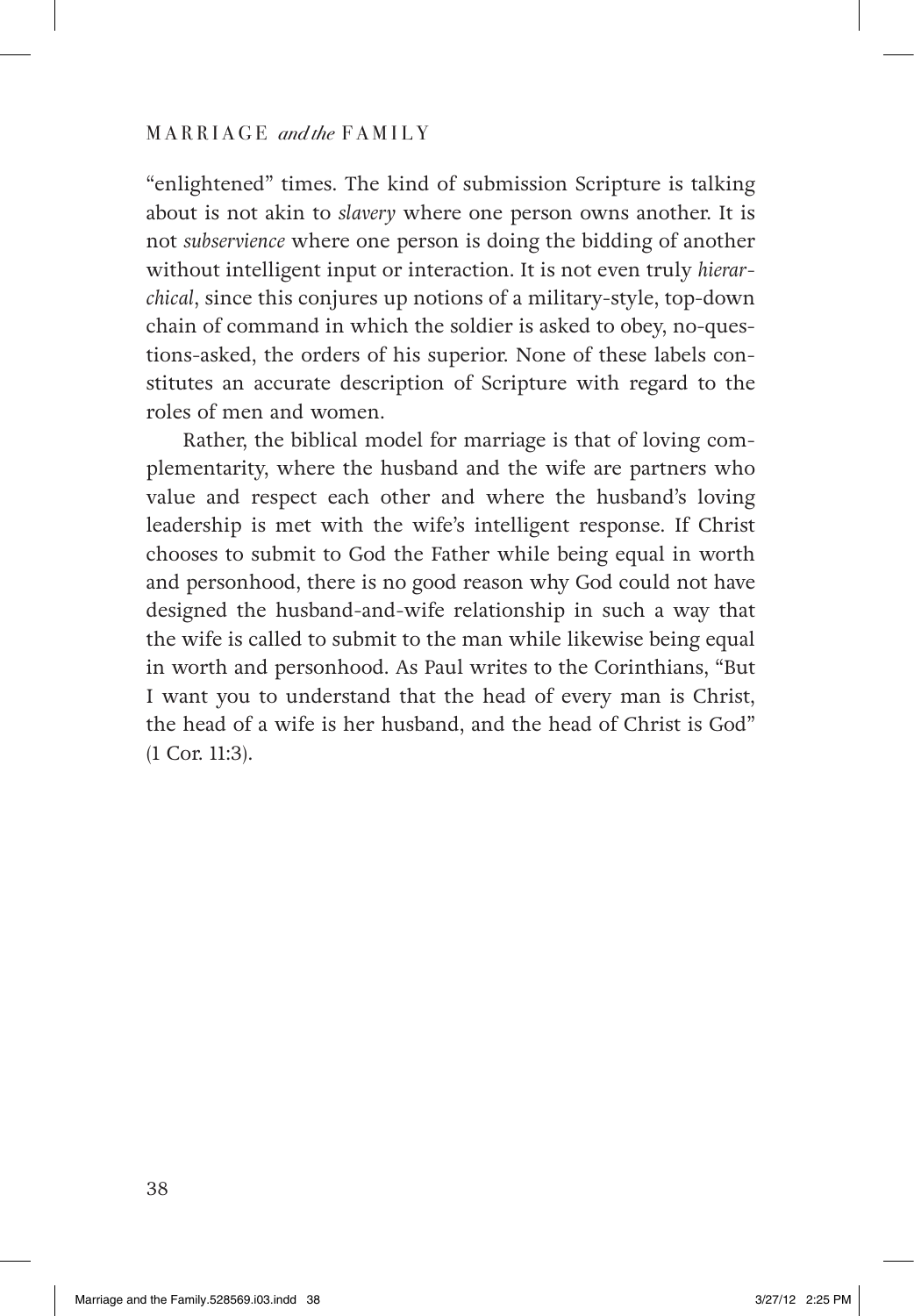"enlightened" times. The kind of submission Scripture is talking about is not akin to *slavery* where one person owns another. It is not *subservience* where one person is doing the bidding of another without intelligent input or interaction. It is not even truly *hierarchical*, since this conjures up notions of a military-style, top-down chain of command in which the soldier is asked to obey, no-questions-asked, the orders of his superior. None of these labels constitutes an accurate description of Scripture with regard to the roles of men and women.

Rather, the biblical model for marriage is that of loving complementarity, where the husband and the wife are partners who value and respect each other and where the husband's loving leadership is met with the wife's intelligent response. If Christ chooses to submit to God the Father while being equal in worth and personhood, there is no good reason why God could not have designed the husband-and-wife relationship in such a way that the wife is called to submit to the man while likewise being equal in worth and personhood. As Paul writes to the Corinthians, "But I want you to understand that the head of every man is Christ, the head of a wife is her husband, and the head of Christ is God" (1 Cor. 11:3).